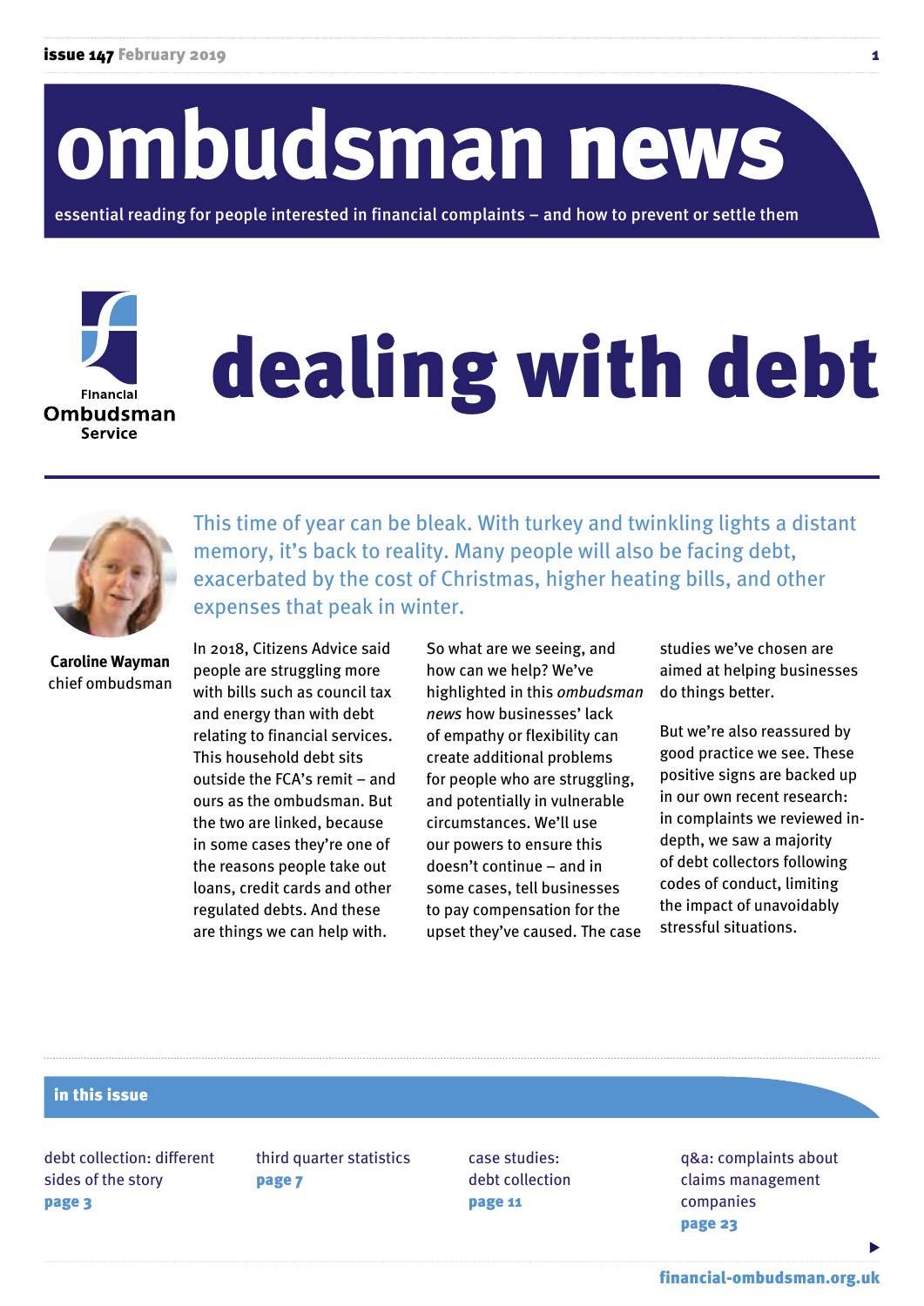# ombudsman news

essential reading for people interested in financial complaints – and how to prevent or settle them

Financial Ombudsman Service

# dealing with debt

**Caroline Wayman**
chief ombudsman

This time of year can be bleak. With turkey and twinkling lights a distant memory, it's back to reality. Many people will also be facing debt, exacerbated by the cost of Christmas, higher heating bills, and other expenses that peak in winter.

In 2018, Citizens Advice said people are struggling more with bills such as council tax and energy than with debt relating to financial services. This household debt sits outside the FCA's remit – and ours as the ombudsman. But the two are linked, because in some cases they're one of the reasons people take out loans, credit cards and other regulated debts. And these are things we can help with.

So what are we seeing, and how can we help? We've highlighted in this *ombudsman news* how businesses' lack of empathy or flexibility can create additional problems for people who are struggling, and potentially in vulnerable circumstances. We'll use our powers to ensure this doesn't continue – and in some cases, tell businesses to pay compensation for the upset they've caused. The case studies we've chosen are aimed at helping businesses do things better.

But we're also reassured by good practice we see. These positive signs are backed up in our own recent research: in complaints we reviewed in-depth, we saw a majority of debt collectors following codes of conduct, limiting the impact of unavoidably stressful situations.

## in this issue

debt collection: different sides of the story
**page 3**

third quarter statistics
**page 7**

case studies: debt collection
**page 11**

q&a: complaints about claims management companies
**page 23**

financial-ombudsman.org.uk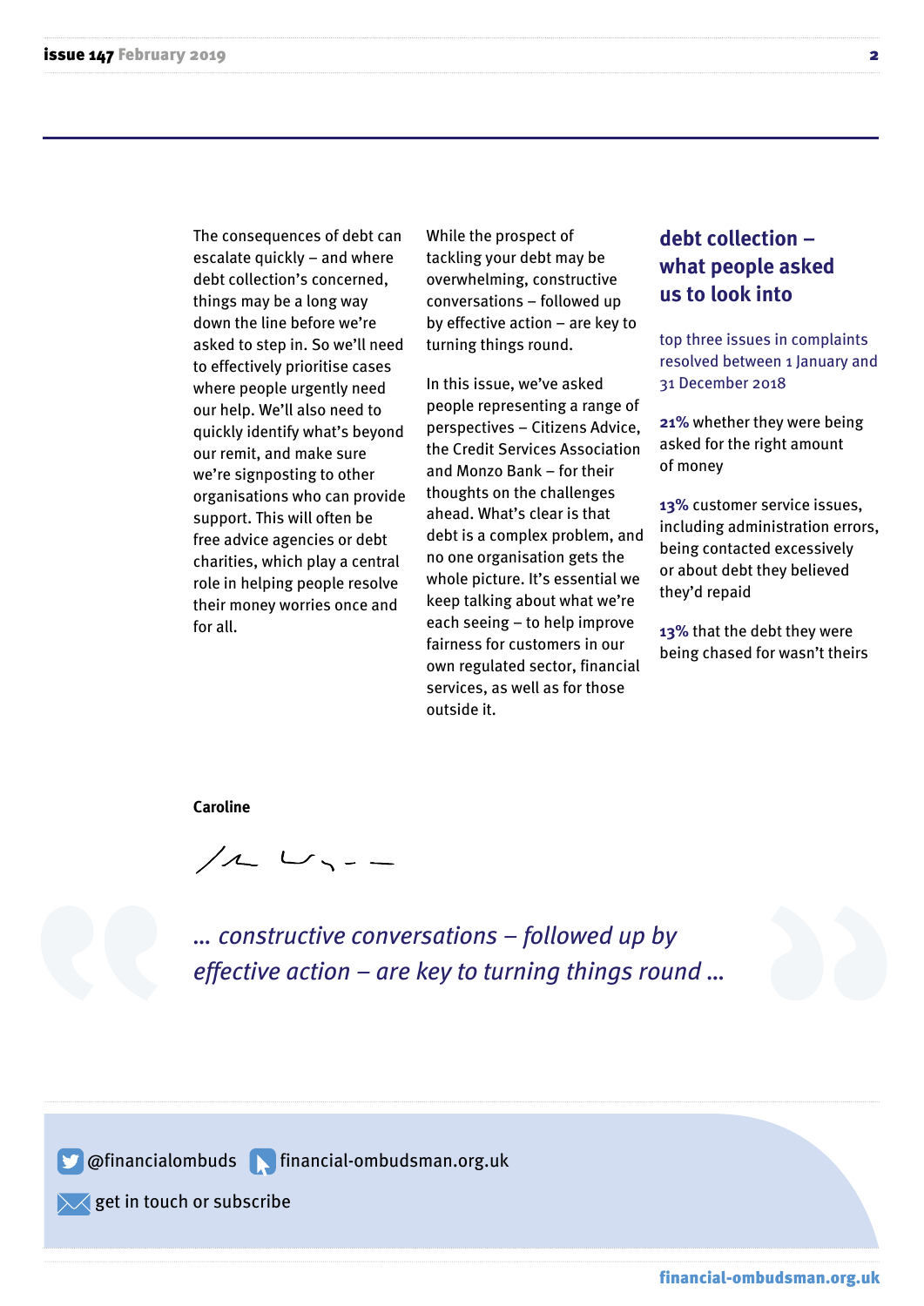The consequences of debt can escalate quickly – and where debt collection's concerned, things may be a long way down the line before we're asked to step in. So we'll need to effectively prioritise cases where people urgently need our help. We'll also need to quickly identify what's beyond our remit, and make sure we're signposting to other organisations who can provide support. This will often be free advice agencies or debt charities, which play a central role in helping people resolve their money worries once and for all.

While the prospect of tackling your debt may be overwhelming, constructive conversations – followed up by effective action – are key to turning things round.

In this issue, we've asked people representing a range of perspectives – Citizens Advice, the Credit Services Association and Monzo Bank – for their thoughts on the challenges ahead. What's clear is that debt is a complex problem, and no one organisation gets the whole picture. It's essential we keep talking about what we're each seeing – to help improve fairness for customers in our own regulated sector, financial services, as well as for those outside it.

**Caroline**

## debt collection – what people asked us to look into

top three issues in complaints resolved between 1 January and 31 December 2018

**21%** whether they were being asked for the right amount of money

**13%** customer service issues, including administration errors, being contacted excessively or about debt they believed they'd repaid

**13%** that the debt they were being chased for wasn't theirs

*... constructive conversations – followed up by effective action – are key to turning things round ...*

@financialombuds financial-ombudsman.org.uk

get in touch or subscribe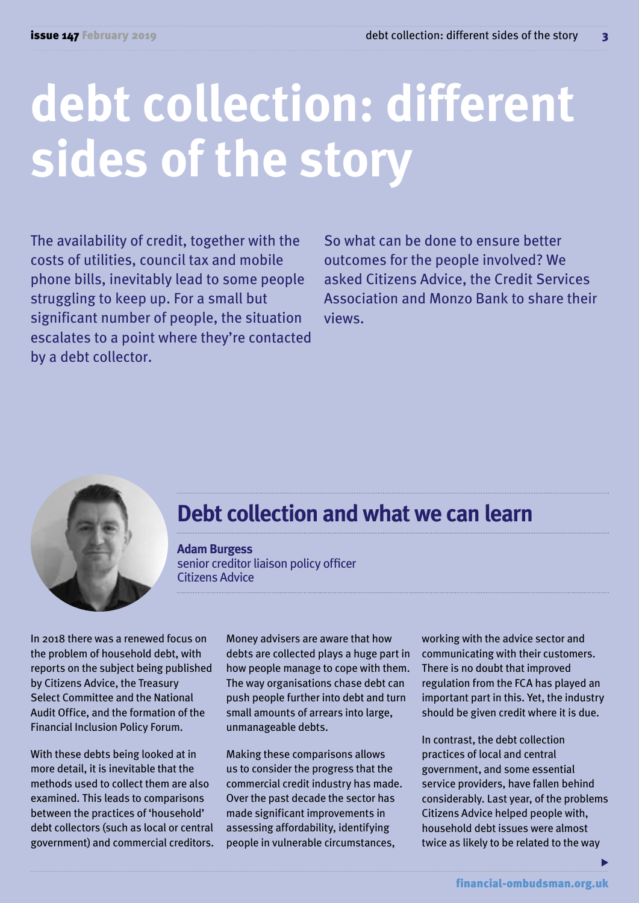# debt collection: different sides of the story

The availability of credit, together with the costs of utilities, council tax and mobile phone bills, inevitably lead to some people struggling to keep up. For a small but significant number of people, the situation escalates to a point where they're contacted by a debt collector.

So what can be done to ensure better outcomes for the people involved? We asked Citizens Advice, the Credit Services Association and Monzo Bank to share their views.

## Debt collection and what we can learn

**Adam Burgess**
senior creditor liaison policy officer
Citizens Advice

In 2018 there was a renewed focus on the problem of household debt, with reports on the subject being published by Citizens Advice, the Treasury Select Committee and the National Audit Office, and the formation of the Financial Inclusion Policy Forum.

With these debts being looked at in more detail, it is inevitable that the methods used to collect them are also examined. This leads to comparisons between the practices of 'household' debt collectors (such as local or central government) and commercial creditors.

Money advisers are aware that how debts are collected plays a huge part in how people manage to cope with them. The way organisations chase debt can push people further into debt and turn small amounts of arrears into large, unmanageable debts.

Making these comparisons allows us to consider the progress that the commercial credit industry has made. Over the past decade the sector has made significant improvements in assessing affordability, identifying people in vulnerable circumstances, working with the advice sector and communicating with their customers. There is no doubt that improved regulation from the FCA has played an important part in this. Yet, the industry should be given credit where it is due.

In contrast, the debt collection practices of local and central government, and some essential service providers, have fallen behind considerably. Last year, of the problems Citizens Advice helped people with, household debt issues were almost twice as likely to be related to the way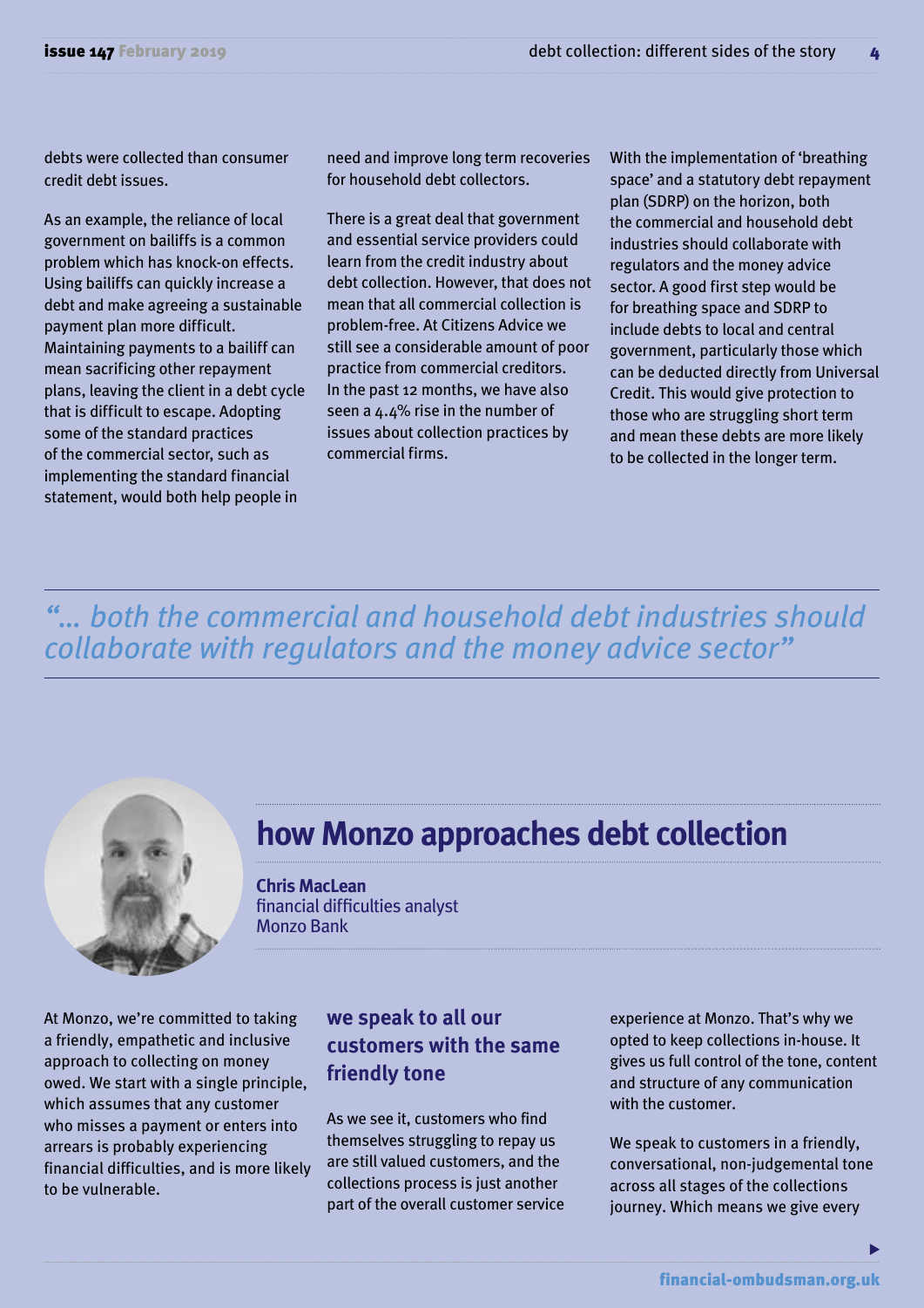debts were collected than consumer credit debt issues.

As an example, the reliance of local government on bailiffs is a common problem which has knock-on effects. Using bailiffs can quickly increase a debt and make agreeing a sustainable payment plan more difficult. Maintaining payments to a bailiff can mean sacrificing other repayment plans, leaving the client in a debt cycle that is difficult to escape. Adopting some of the standard practices of the commercial sector, such as implementing the standard financial statement, would both help people in need and improve long term recoveries for household debt collectors.

There is a great deal that government and essential service providers could learn from the credit industry about debt collection. However, that does not mean that all commercial collection is problem-free. At Citizens Advice we still see a considerable amount of poor practice from commercial creditors. In the past 12 months, we have also seen a 4.4% rise in the number of issues about collection practices by commercial firms.

With the implementation of 'breathing space' and a statutory debt repayment plan (SDRP) on the horizon, both the commercial and household debt industries should collaborate with regulators and the money advice sector. A good first step would be for breathing space and SDRP to include debts to local and central government, particularly those which can be deducted directly from Universal Credit. This would give protection to those who are struggling short term and mean these debts are more likely to be collected in the longer term.

*"... both the commercial and household debt industries should collaborate with regulators and the money advice sector"*

## how Monzo approaches debt collection

**Chris MacLean**
financial difficulties analyst
Monzo Bank

At Monzo, we're committed to taking a friendly, empathetic and inclusive approach to collecting on money owed. We start with a single principle, which assumes that any customer who misses a payment or enters into arrears is probably experiencing financial difficulties, and is more likely to be vulnerable.

### we speak to all our customers with the same friendly tone

As we see it, customers who find themselves struggling to repay us are still valued customers, and the collections process is just another part of the overall customer service experience at Monzo. That's why we opted to keep collections in-house. It gives us full control of the tone, content and structure of any communication with the customer.

We speak to customers in a friendly, conversational, non-judgemental tone across all stages of the collections journey. Which means we give every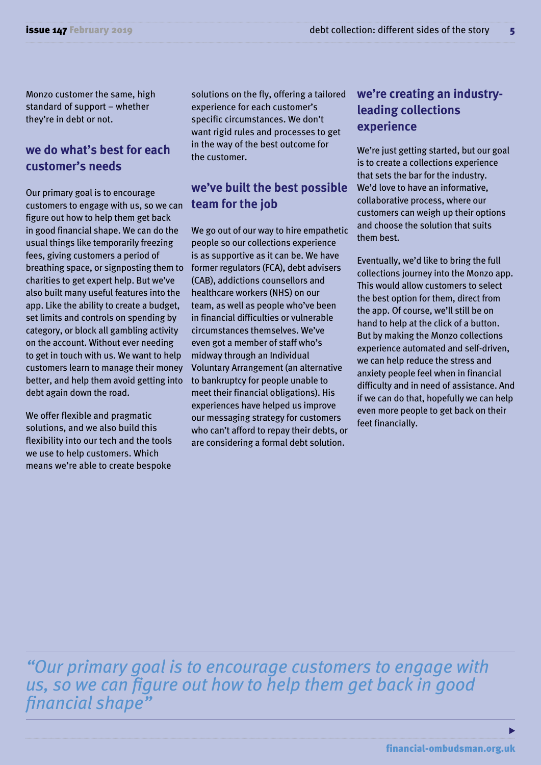Monzo customer the same, high standard of support – whether they're in debt or not.

## we do what's best for each customer's needs

Our primary goal is to encourage customers to engage with us, so we can figure out how to help them get back in good financial shape. We can do the usual things like temporarily freezing fees, giving customers a period of breathing space, or signposting them to charities to get expert help. But we've also built many useful features into the app. Like the ability to create a budget, set limits and controls on spending by category, or block all gambling activity on the account. Without ever needing to get in touch with us. We want to help customers learn to manage their money better, and help them avoid getting into debt again down the road.

We offer flexible and pragmatic solutions, and we also build this flexibility into our tech and the tools we use to help customers. Which means we're able to create bespoke solutions on the fly, offering a tailored experience for each customer's specific circumstances. We don't want rigid rules and processes to get in the way of the best outcome for the customer.

## we've built the best possible team for the job

We go out of our way to hire empathetic people so our collections experience is as supportive as it can be. We have former regulators (FCA), debt advisers (CAB), addictions counsellors and healthcare workers (NHS) on our team, as well as people who've been in financial difficulties or vulnerable circumstances themselves. We've even got a member of staff who's midway through an Individual Voluntary Arrangement (an alternative to bankruptcy for people unable to meet their financial obligations). His experiences have helped us improve our messaging strategy for customers who can't afford to repay their debts, or are considering a formal debt solution.

## we're creating an industry-leading collections experience

We're just getting started, but our goal is to create a collections experience that sets the bar for the industry. We'd love to have an informative, collaborative process, where our customers can weigh up their options and choose the solution that suits them best.

Eventually, we'd like to bring the full collections journey into the Monzo app. This would allow customers to select the best option for them, direct from the app. Of course, we'll still be on hand to help at the click of a button. But by making the Monzo collections experience automated and self-driven, we can help reduce the stress and anxiety people feel when in financial difficulty and in need of assistance. And if we can do that, hopefully we can help even more people to get back on their feet financially.

*"Our primary goal is to encourage customers to engage with us, so we can figure out how to help them get back in good financial shape"*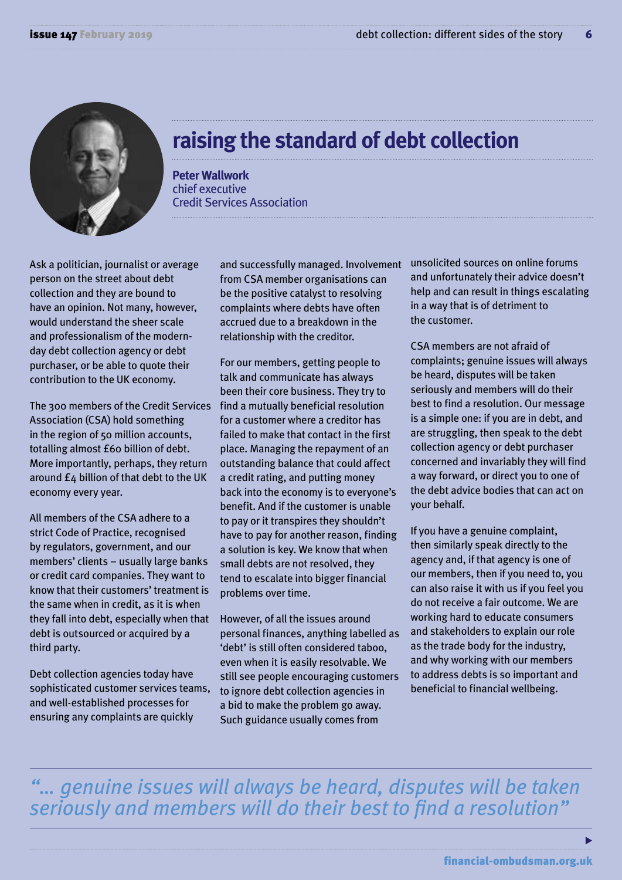# raising the standard of debt collection

**Peter Wallwork**
chief executive
Credit Services Association

Ask a politician, journalist or average person on the street about debt collection and they are bound to have an opinion. Not many, however, would understand the sheer scale and professionalism of the modern-day debt collection agency or debt purchaser, or be able to quote their contribution to the UK economy.

The 300 members of the Credit Services Association (CSA) hold something in the region of 50 million accounts, totalling almost £60 billion of debt. More importantly, perhaps, they return around £4 billion of that debt to the UK economy every year.

All members of the CSA adhere to a strict Code of Practice, recognised by regulators, government, and our members' clients – usually large banks or credit card companies. They want to know that their customers' treatment is the same when in credit, as it is when they fall into debt, especially when that debt is outsourced or acquired by a third party.

Debt collection agencies today have sophisticated customer services teams, and well-established processes for ensuring any complaints are quickly and successfully managed. Involvement from CSA member organisations can be the positive catalyst to resolving complaints where debts have often accrued due to a breakdown in the relationship with the creditor.

For our members, getting people to talk and communicate has always been their core business. They try to find a mutually beneficial resolution for a customer where a creditor has failed to make that contact in the first place. Managing the repayment of an outstanding balance that could affect a credit rating, and putting money back into the economy is to everyone's benefit. And if the customer is unable to pay or it transpires they shouldn't have to pay for another reason, finding a solution is key. We know that when small debts are not resolved, they tend to escalate into bigger financial problems over time.

However, of all the issues around personal finances, anything labelled as 'debt' is still often considered taboo, even when it is easily resolvable. We still see people encouraging customers to ignore debt collection agencies in a bid to make the problem go away. Such guidance usually comes from unsolicited sources on online forums and unfortunately their advice doesn't help and can result in things escalating in a way that is of detriment to the customer.

CSA members are not afraid of complaints; genuine issues will always be heard, disputes will be taken seriously and members will do their best to find a resolution. Our message is a simple one: if you are in debt, and are struggling, then speak to the debt collection agency or debt purchaser concerned and invariably they will find a way forward, or direct you to one of the debt advice bodies that can act on your behalf.

If you have a genuine complaint, then similarly speak directly to the agency and, if that agency is one of our members, then if you need to, you can also raise it with us if you feel you do not receive a fair outcome. We are working hard to educate consumers and stakeholders to explain our role as the trade body for the industry, and why working with our members to address debts is so important and beneficial to financial wellbeing.

> *"... genuine issues will always be heard, disputes will be taken seriously and members will do their best to find a resolution"*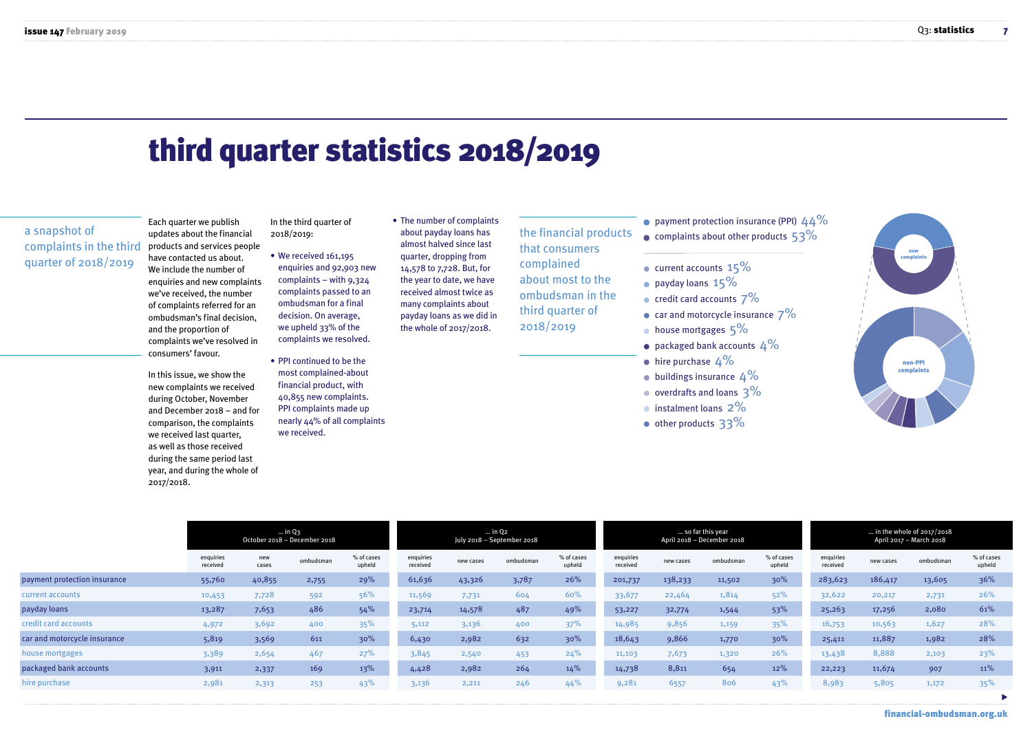# third quarter statistics 2018/2019

## a snapshot of complaints in the third quarter of 2018/2019

Each quarter we publish updates about the financial products and services people have contacted us about. We include the number of enquiries and new complaints we've received, the number of complaints referred for an ombudsman's final decision, and the proportion of complaints we've resolved in consumers' favour.

In this issue, we show the new complaints we received during October, November and December 2018 – and for comparison, the complaints we received last quarter, as well as those received during the same period last year, and during the whole of 2017/2018.

In the third quarter of 2018/2019:

- We received 161,195 enquiries and 92,903 new complaints – with 9,324 complaints passed to an ombudsman for a final decision. On average, we upheld 33% of the complaints we resolved.
- PPI continued to be the most complained-about financial product, with 40,855 new complaints. PPI complaints made up nearly 44% of all complaints we received.
- The number of complaints about payday loans has almost halved since last quarter, dropping from 14,578 to 7,728. But, for the year to date, we have received almost twice as many complaints about payday loans as we did in the whole of 2017/2018.

## the financial products that consumers complained about most to the ombudsman in the third quarter of 2018/2019

- payment protection insurance (PPI) 44%
- complaints about other products 53%

- current accounts 15%
- payday loans 15%
- credit card accounts 7%
- car and motorcycle insurance 7%
- house mortgages 5%
- packaged bank accounts 4%
- hire purchase 4%
- buildings insurance 4%
- overdrafts and loans 3%
- instalment loans 2%
- other products 33%

new complaints

non-PPI complaints

| | ... in Q3 October 2018 – December 2018 | | | | ... in Q2 July 2018 – September 2018 | | | | ... so far this year April 2018 – December 2018 | | | | ... in the whole of 2017/2018 April 2017 – March 2018 | | | |
|---|---|---|---|---|---|---|---|---|---|---|---|---|---|---|---|---|
| | enquiries received | new cases | ombudsman | % of cases upheld | enquiries received | new cases | ombudsman | % of cases upheld | enquiries received | new cases | ombudsman | % of cases upheld | enquiries received | new cases | ombudsman | % of cases upheld |
| payment protection insurance | 55,760 | 40,855 | 2,755 | 29% | 61,636 | 43,326 | 3,787 | 26% | 201,737 | 138,233 | 11,502 | 30% | 283,623 | 186,417 | 13,605 | 36% |
| current accounts | 10,453 | 7,728 | 592 | 56% | 11,569 | 7,731 | 604 | 60% | 33,677 | 22,464 | 1,814 | 52% | 32,622 | 20,217 | 2,731 | 26% |
| payday loans | 13,287 | 7,653 | 486 | 54% | 23,714 | 14,578 | 487 | 49% | 53,227 | 32,774 | 1,544 | 53% | 25,263 | 17,256 | 2,080 | 61% |
| credit card accounts | 4,972 | 3,692 | 400 | 35% | 5,112 | 3,136 | 400 | 37% | 14,985 | 9,856 | 1,159 | 35% | 16,753 | 10,563 | 1,627 | 28% |
| car and motorcycle insurance | 5,819 | 3,569 | 611 | 30% | 6,430 | 2,982 | 632 | 30% | 18,643 | 9,866 | 1,770 | 30% | 25,411 | 11,887 | 1,982 | 28% |
| house mortgages | 3,389 | 2,654 | 467 | 27% | 3,845 | 2,540 | 453 | 24% | 11,103 | 7,673 | 1,320 | 26% | 13,438 | 8,888 | 2,103 | 23% |
| packaged bank accounts | 3,911 | 2,337 | 169 | 13% | 4,428 | 2,982 | 264 | 14% | 14,738 | 8,811 | 654 | 12% | 22,223 | 11,674 | 907 | 11% |
| hire purchase | 2,981 | 2,313 | 253 | 43% | 3,136 | 2,211 | 246 | 44% | 9,281 | 6557 | 806 | 43% | 8,983 | 5,805 | 1,172 | 35% |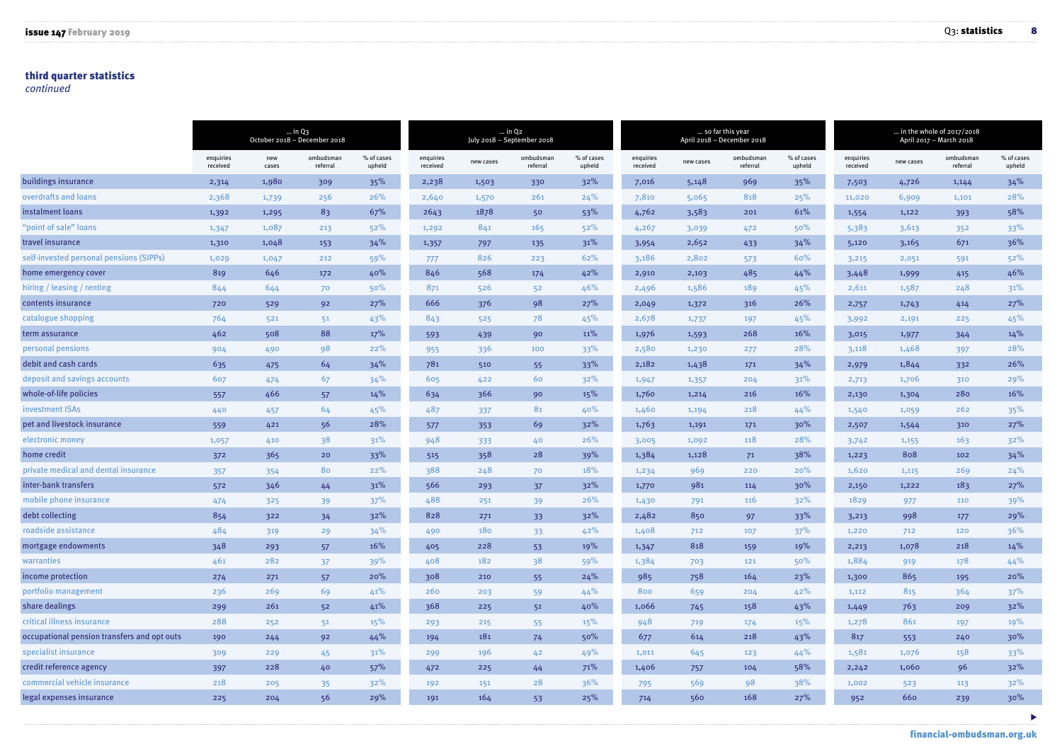## third quarter statistics

*continued*

| | … in Q3 October 2018 – December 2018 | | | | … in Q2 July 2018 – September 2018 | | | | … so far this year April 2018 – December 2018 | | | | … in the whole of 2017/2018 April 2017 – March 2018 | | | |
|---|---|---|---|---|---|---|---|---|---|---|---|---|---|---|---|---|
| | enquiries received | new cases | ombudsman referral | % of cases upheld | enquiries received | new cases | ombudsman referral | % of cases upheld | enquiries received | new cases | ombudsman referral | % of cases upheld | enquiries received | new cases | ombudsman referral | % of cases upheld |
| buildings insurance | 2,314 | 1,980 | 309 | 35% | 2,238 | 1,503 | 330 | 32% | 7,016 | 5,148 | 969 | 35% | 7,503 | 4,726 | 1,144 | 34% |
| overdrafts and loans | 2,368 | 1,739 | 256 | 26% | 2,640 | 1,570 | 261 | 24% | 7,810 | 5,065 | 818 | 25% | 11,020 | 6,909 | 1,101 | 28% |
| instalment loans | 1,392 | 1,295 | 83 | 67% | 2643 | 1878 | 50 | 53% | 4,762 | 3,583 | 201 | 61% | 1,554 | 1,122 | 393 | 58% |
| "point of sale" loans | 1,347 | 1,087 | 213 | 52% | 1,292 | 841 | 165 | 52% | 4,267 | 3,039 | 472 | 50% | 5,383 | 3,613 | 352 | 33% |
| travel insurance | 1,310 | 1,048 | 153 | 34% | 1,357 | 797 | 135 | 31% | 3,954 | 2,652 | 433 | 34% | 5,120 | 3,165 | 671 | 36% |
| self-invested personal pensions (SIPPs) | 1,029 | 1,047 | 212 | 59% | 777 | 826 | 223 | 62% | 3,186 | 2,802 | 573 | 60% | 3,215 | 2,051 | 591 | 52% |
| home emergency cover | 819 | 646 | 172 | 40% | 846 | 568 | 174 | 42% | 2,910 | 2,103 | 485 | 44% | 3,448 | 1,999 | 415 | 46% |
| hiring / leasing / renting | 844 | 644 | 70 | 50% | 871 | 526 | 52 | 46% | 2,496 | 1,586 | 189 | 45% | 2,611 | 1,587 | 248 | 31% |
| contents insurance | 720 | 529 | 92 | 27% | 666 | 376 | 98 | 27% | 2,049 | 1,372 | 316 | 26% | 2,757 | 1,743 | 414 | 27% |
| catalogue shopping | 764 | 521 | 51 | 43% | 843 | 525 | 78 | 45% | 2,678 | 1,737 | 197 | 45% | 3,992 | 2,191 | 225 | 45% |
| term assurance | 462 | 508 | 88 | 17% | 593 | 439 | 90 | 11% | 1,976 | 1,593 | 268 | 16% | 3,015 | 1,977 | 344 | 14% |
| personal pensions | 904 | 490 | 98 | 22% | 955 | 336 | 100 | 33% | 2,580 | 1,230 | 277 | 28% | 3,118 | 1,468 | 397 | 28% |
| debit and cash cards | 635 | 475 | 64 | 34% | 781 | 510 | 55 | 33% | 2,182 | 1,438 | 171 | 34% | 2,979 | 1,844 | 332 | 26% |
| deposit and savings accounts | 607 | 474 | 67 | 34% | 605 | 422 | 60 | 32% | 1,947 | 1,357 | 204 | 31% | 2,713 | 1,706 | 310 | 29% |
| whole-of-life policies | 557 | 466 | 57 | 14% | 634 | 366 | 90 | 15% | 1,760 | 1,214 | 216 | 16% | 2,130 | 1,304 | 280 | 16% |
| investment ISAs | 440 | 457 | 64 | 45% | 487 | 337 | 81 | 40% | 1,460 | 1,194 | 218 | 44% | 1,540 | 1,059 | 262 | 35% |
| pet and livestock insurance | 559 | 421 | 56 | 28% | 577 | 353 | 69 | 32% | 1,763 | 1,191 | 171 | 30% | 2,507 | 1,544 | 310 | 27% |
| electronic money | 1,057 | 410 | 38 | 31% | 948 | 333 | 40 | 26% | 3,005 | 1,092 | 118 | 28% | 3,742 | 1,155 | 163 | 32% |
| home credit | 372 | 365 | 20 | 33% | 515 | 358 | 28 | 39% | 1,384 | 1,128 | 71 | 38% | 1,223 | 808 | 102 | 34% |
| private medical and dental insurance | 357 | 354 | 80 | 22% | 388 | 248 | 70 | 18% | 1,234 | 969 | 220 | 20% | 1,620 | 1,115 | 269 | 24% |
| inter-bank transfers | 572 | 346 | 44 | 31% | 566 | 293 | 37 | 32% | 1,770 | 981 | 114 | 30% | 2,150 | 1,222 | 183 | 27% |
| mobile phone insurance | 474 | 325 | 39 | 37% | 488 | 251 | 39 | 26% | 1,430 | 791 | 116 | 32% | 1829 | 977 | 110 | 39% |
| debt collecting | 854 | 322 | 34 | 32% | 828 | 271 | 33 | 32% | 2,482 | 850 | 97 | 33% | 3,213 | 998 | 177 | 29% |
| roadside assistance | 484 | 319 | 29 | 34% | 490 | 180 | 33 | 42% | 1,408 | 712 | 107 | 37% | 1,220 | 712 | 120 | 36% |
| mortgage endowments | 348 | 293 | 57 | 16% | 405 | 228 | 53 | 19% | 1,347 | 818 | 159 | 19% | 2,213 | 1,078 | 218 | 14% |
| warranties | 461 | 282 | 37 | 39% | 408 | 182 | 38 | 59% | 1,384 | 703 | 121 | 50% | 1,884 | 919 | 178 | 44% |
| income protection | 274 | 271 | 57 | 20% | 308 | 210 | 55 | 24% | 985 | 758 | 164 | 23% | 1,300 | 865 | 195 | 20% |
| portfolio management | 236 | 269 | 69 | 41% | 260 | 203 | 59 | 44% | 800 | 659 | 204 | 42% | 1,112 | 815 | 364 | 37% |
| share dealings | 299 | 261 | 52 | 41% | 368 | 225 | 51 | 40% | 1,066 | 745 | 158 | 43% | 1,449 | 763 | 209 | 32% |
| critical illness insurance | 288 | 252 | 51 | 15% | 293 | 215 | 55 | 15% | 948 | 719 | 174 | 15% | 1,278 | 861 | 197 | 19% |
| occupational pension transfers and opt outs | 190 | 244 | 92 | 44% | 194 | 181 | 74 | 50% | 677 | 614 | 218 | 43% | 817 | 553 | 240 | 30% |
| specialist insurance | 309 | 229 | 45 | 31% | 299 | 196 | 42 | 49% | 1,011 | 645 | 123 | 44% | 1,581 | 1,076 | 158 | 33% |
| credit reference agency | 397 | 228 | 40 | 57% | 472 | 225 | 44 | 71% | 1,406 | 757 | 104 | 58% | 2,242 | 1,060 | 96 | 32% |
| commercial vehicle insurance | 218 | 205 | 35 | 32% | 192 | 151 | 28 | 36% | 795 | 569 | 98 | 38% | 1,002 | 523 | 113 | 32% |
| legal expenses insurance | 225 | 204 | 56 | 29% | 191 | 164 | 53 | 25% | 714 | 560 | 168 | 27% | 952 | 660 | 239 | 30% |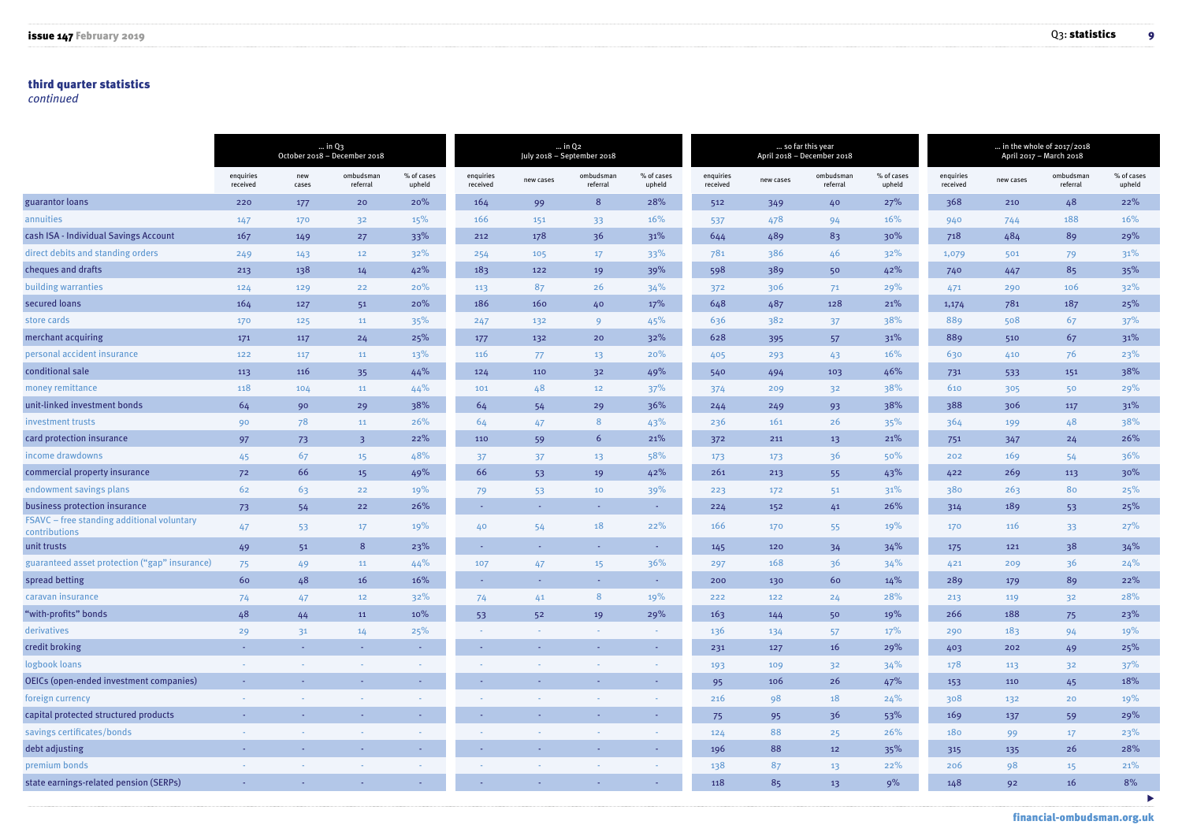## third quarter statistics

*continued*

| | … in Q3 October 2018 – December 2018 | | | | … in Q2 July 2018 – September 2018 | | | | … so far this year April 2018 – December 2018 | | | | … in the whole of 2017/2018 April 2017 – March 2018 | | | |
|---|---|---|---|---|---|---|---|---|---|---|---|---|---|---|---|---|
| | enquiries received | new cases | ombudsman referral | % of cases upheld | enquiries received | new cases | ombudsman referral | % of cases upheld | enquiries received | new cases | ombudsman referral | % of cases upheld | enquiries received | new cases | ombudsman referral | % of cases upheld |
| guarantor loans | 220 | 177 | 20 | 20% | 164 | 99 | 8 | 28% | 512 | 349 | 40 | 27% | 368 | 210 | 48 | 22% |
| annuities | 147 | 170 | 32 | 15% | 166 | 151 | 33 | 16% | 537 | 478 | 94 | 16% | 940 | 744 | 188 | 16% |
| cash ISA - Individual Savings Account | 167 | 149 | 27 | 33% | 212 | 178 | 36 | 31% | 644 | 489 | 83 | 30% | 718 | 484 | 89 | 29% |
| direct debits and standing orders | 249 | 143 | 12 | 32% | 254 | 105 | 17 | 33% | 781 | 386 | 46 | 32% | 1,079 | 501 | 79 | 31% |
| cheques and drafts | 213 | 138 | 14 | 42% | 183 | 122 | 19 | 39% | 598 | 389 | 50 | 42% | 740 | 447 | 85 | 35% |
| building warranties | 124 | 129 | 22 | 20% | 113 | 87 | 26 | 34% | 372 | 306 | 71 | 29% | 471 | 290 | 106 | 32% |
| secured loans | 164 | 127 | 51 | 20% | 186 | 160 | 40 | 17% | 648 | 487 | 128 | 21% | 1,174 | 781 | 187 | 25% |
| store cards | 170 | 125 | 11 | 35% | 247 | 132 | 9 | 45% | 636 | 382 | 37 | 38% | 889 | 508 | 67 | 37% |
| merchant acquiring | 171 | 117 | 24 | 25% | 177 | 132 | 20 | 32% | 628 | 395 | 57 | 31% | 889 | 510 | 67 | 31% |
| personal accident insurance | 122 | 117 | 11 | 13% | 116 | 77 | 13 | 20% | 405 | 293 | 43 | 16% | 630 | 410 | 76 | 23% |
| conditional sale | 113 | 116 | 35 | 44% | 124 | 110 | 32 | 49% | 540 | 494 | 103 | 46% | 731 | 533 | 151 | 38% |
| money remittance | 118 | 104 | 11 | 44% | 101 | 48 | 12 | 37% | 374 | 209 | 32 | 38% | 610 | 305 | 50 | 29% |
| unit-linked investment bonds | 64 | 90 | 29 | 38% | 64 | 54 | 29 | 36% | 244 | 249 | 93 | 38% | 388 | 306 | 117 | 31% |
| investment trusts | 90 | 78 | 11 | 26% | 64 | 47 | 8 | 43% | 236 | 161 | 26 | 35% | 364 | 199 | 48 | 38% |
| card protection insurance | 97 | 73 | 3 | 22% | 110 | 59 | 6 | 21% | 372 | 211 | 13 | 21% | 751 | 347 | 24 | 26% |
| income drawdowns | 45 | 67 | 15 | 48% | 37 | 37 | 13 | 58% | 173 | 173 | 36 | 50% | 202 | 169 | 54 | 36% |
| commercial property insurance | 72 | 66 | 15 | 49% | 66 | 53 | 19 | 42% | 261 | 213 | 55 | 43% | 422 | 269 | 113 | 30% |
| endowment savings plans | 62 | 63 | 22 | 19% | 79 | 53 | 10 | 39% | 223 | 172 | 51 | 31% | 380 | 263 | 80 | 25% |
| business protection insurance | 73 | 54 | 22 | 26% | - | - | - | - | 224 | 152 | 41 | 26% | 314 | 189 | 53 | 25% |
| FSAVC – free standing additional voluntary contributions | 47 | 53 | 17 | 19% | 40 | 54 | 18 | 22% | 166 | 170 | 55 | 19% | 170 | 116 | 33 | 27% |
| unit trusts | 49 | 51 | 8 | 23% | - | - | - | - | 145 | 120 | 34 | 34% | 175 | 121 | 38 | 34% |
| guaranteed asset protection ("gap" insurance) | 75 | 49 | 11 | 44% | 107 | 47 | 15 | 36% | 297 | 168 | 36 | 34% | 421 | 209 | 36 | 24% |
| spread betting | 60 | 48 | 16 | 16% | - | - | - | - | 200 | 130 | 60 | 14% | 289 | 179 | 89 | 22% |
| caravan insurance | 74 | 47 | 12 | 32% | 74 | 41 | 8 | 19% | 222 | 122 | 24 | 28% | 213 | 119 | 32 | 28% |
| "with-profits" bonds | 48 | 44 | 11 | 10% | 53 | 52 | 19 | 29% | 163 | 144 | 50 | 19% | 266 | 188 | 75 | 23% |
| derivatives | 29 | 31 | 14 | 25% | - | - | - | - | 136 | 134 | 57 | 17% | 290 | 183 | 94 | 19% |
| credit broking | - | - | - | - | - | - | - | - | 231 | 127 | 16 | 29% | 403 | 202 | 49 | 25% |
| logbook loans | - | - | - | - | - | - | - | - | 193 | 109 | 32 | 34% | 178 | 113 | 32 | 37% |
| OEICs (open-ended investment companies) | - | - | - | - | - | - | - | - | 95 | 106 | 26 | 47% | 153 | 110 | 45 | 18% |
| foreign currency | - | - | - | - | - | - | - | - | 216 | 98 | 18 | 24% | 308 | 132 | 20 | 19% |
| capital protected structured products | - | - | - | - | - | - | - | - | 75 | 95 | 36 | 53% | 169 | 137 | 59 | 29% |
| savings certificates/bonds | - | - | - | - | - | - | - | - | 124 | 88 | 25 | 26% | 180 | 99 | 17 | 23% |
| debt adjusting | - | - | - | - | - | - | - | - | 196 | 88 | 12 | 35% | 315 | 135 | 26 | 28% |
| premium bonds | - | - | - | - | - | - | - | - | 138 | 87 | 13 | 22% | 206 | 98 | 15 | 21% |
| state earnings-related pension (SERPs) | - | - | - | - | - | - | - | - | 118 | 85 | 13 | 9% | 148 | 92 | 16 | 8% |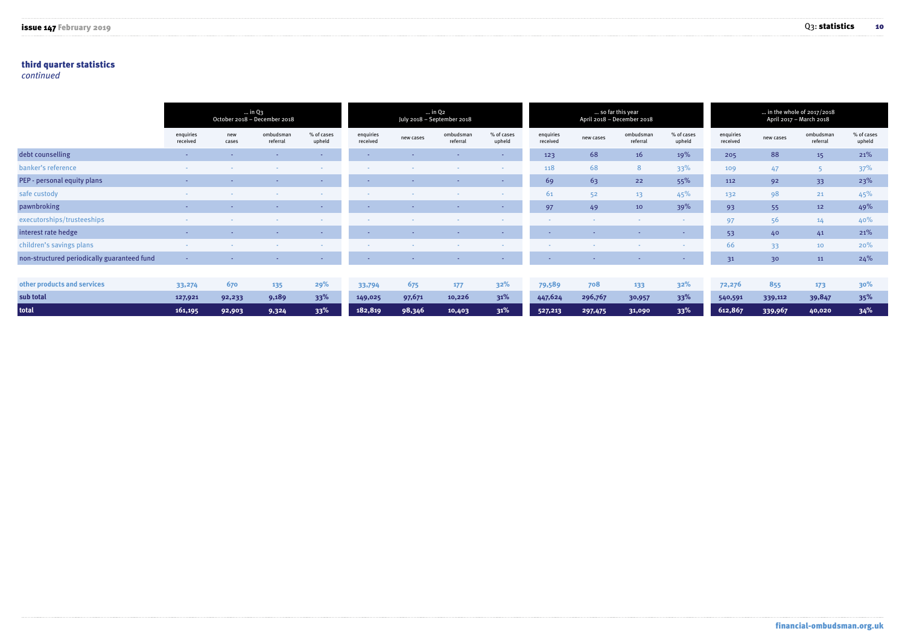### third quarter statistics
*continued*

| | ... in Q3 October 2018 – December 2018 | | | | ... in Q2 July 2018 – September 2018 | | | | ... so far this year April 2018 – December 2018 | | | | ... in the whole of 2017/2018 April 2017 – March 2018 | | | |
|---|---|---|---|---|---|---|---|---|---|---|---|---|---|---|---|---|
| | enquiries received | new cases | ombudsman referral | % of cases upheld | enquiries received | new cases | ombudsman referral | % of cases upheld | enquiries received | new cases | ombudsman referral | % of cases upheld | enquiries received | new cases | ombudsman referral | % of cases upheld |
| debt counselling | - | - | - | - | - | - | - | - | 123 | 68 | 16 | 19% | 205 | 88 | 15 | 21% |
| banker's reference | - | - | - | - | - | - | - | - | 118 | 68 | 8 | 33% | 109 | 47 | 5 | 37% |
| PEP - personal equity plans | - | - | - | - | - | - | - | - | 69 | 63 | 22 | 55% | 112 | 92 | 33 | 23% |
| safe custody | - | - | - | - | - | - | - | - | 61 | 52 | 13 | 45% | 132 | 98 | 21 | 45% |
| pawnbroking | - | - | - | - | - | - | - | - | 97 | 49 | 10 | 39% | 93 | 55 | 12 | 49% |
| executorships/trusteeships | - | - | - | - | - | - | - | - | - | - | - | - | 97 | 56 | 14 | 40% |
| interest rate hedge | - | - | - | - | - | - | - | - | - | - | - | - | 53 | 40 | 41 | 21% |
| children's savings plans | - | - | - | - | - | - | - | - | - | - | - | - | 66 | 33 | 10 | 20% |
| non-structured periodically guaranteed fund | - | - | - | - | - | - | - | - | - | - | - | - | 31 | 30 | 11 | 24% |
| other products and services | 33,274 | 670 | 135 | 29% | 33,794 | 675 | 177 | 32% | 79,589 | 708 | 133 | 32% | 72,276 | 855 | 173 | 30% |
| **sub total** | **127,921** | **92,233** | **9,189** | **33%** | **149,025** | **97,671** | **10,226** | **31%** | **447,624** | **296,767** | **30,957** | **33%** | **540,591** | **339,112** | **39,847** | **35%** |
| **total** | **161,195** | **92,903** | **9,324** | **33%** | **182,819** | **98,346** | **10,403** | **31%** | **527,213** | **297,475** | **31,090** | **33%** | **612,867** | **339,967** | **40,020** | **34%** |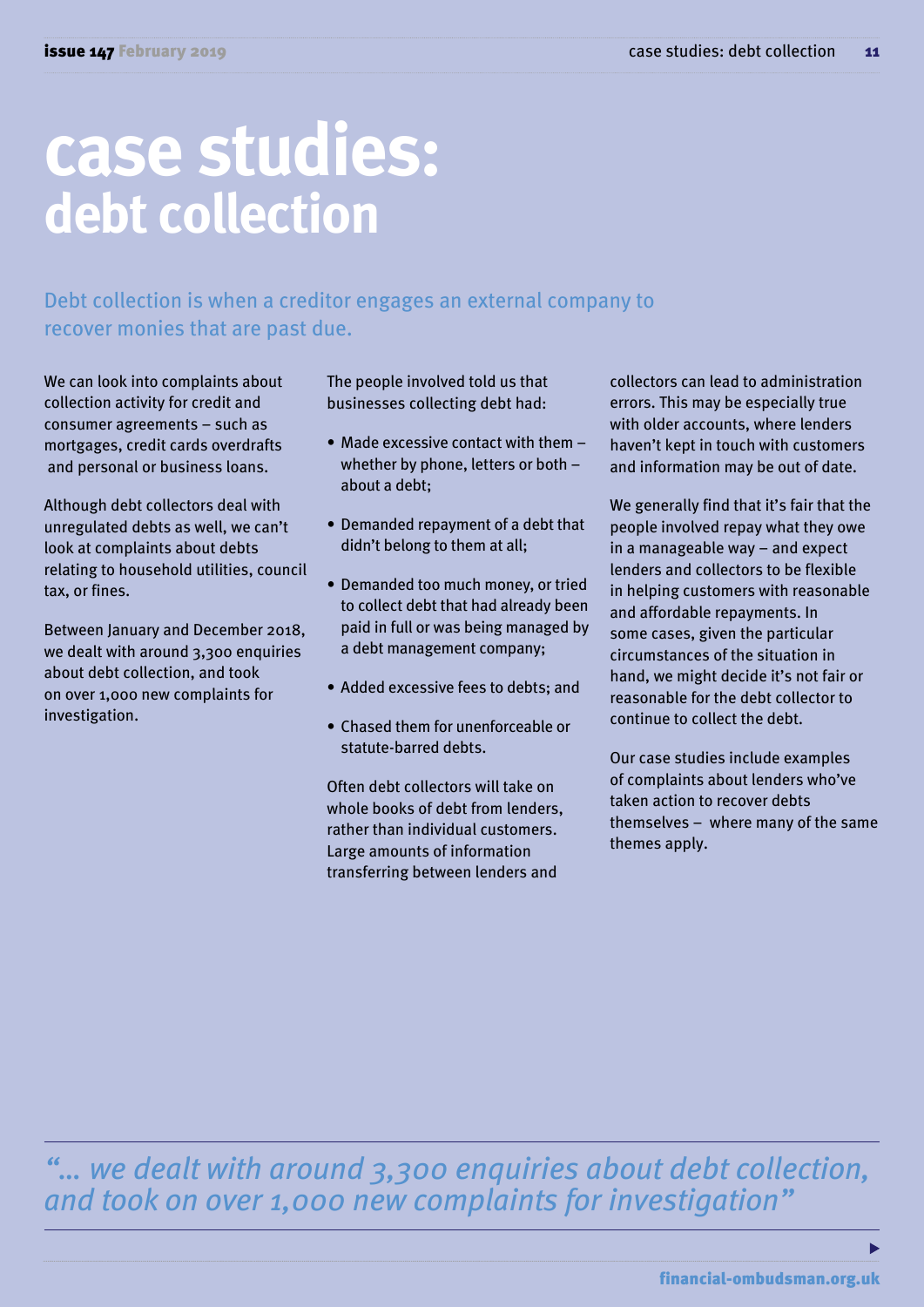# case studies: debt collection

Debt collection is when a creditor engages an external company to recover monies that are past due.

We can look into complaints about collection activity for credit and consumer agreements – such as mortgages, credit cards overdrafts and personal or business loans.

Although debt collectors deal with unregulated debts as well, we can't look at complaints about debts relating to household utilities, council tax, or fines.

Between January and December 2018, we dealt with around 3,300 enquiries about debt collection, and took on over 1,000 new complaints for investigation.

The people involved told us that businesses collecting debt had:

- Made excessive contact with them – whether by phone, letters or both – about a debt;
- Demanded repayment of a debt that didn't belong to them at all;
- Demanded too much money, or tried to collect debt that had already been paid in full or was being managed by a debt management company;
- Added excessive fees to debts; and
- Chased them for unenforceable or statute-barred debts.

Often debt collectors will take on whole books of debt from lenders, rather than individual customers. Large amounts of information transferring between lenders and collectors can lead to administration errors. This may be especially true with older accounts, where lenders haven't kept in touch with customers and information may be out of date.

We generally find that it's fair that the people involved repay what they owe in a manageable way – and expect lenders and collectors to be flexible in helping customers with reasonable and affordable repayments. In some cases, given the particular circumstances of the situation in hand, we might decide it's not fair or reasonable for the debt collector to continue to collect the debt.

Our case studies include examples of complaints about lenders who've taken action to recover debts themselves – where many of the same themes apply.

*"... we dealt with around 3,300 enquiries about debt collection, and took on over 1,000 new complaints for investigation"*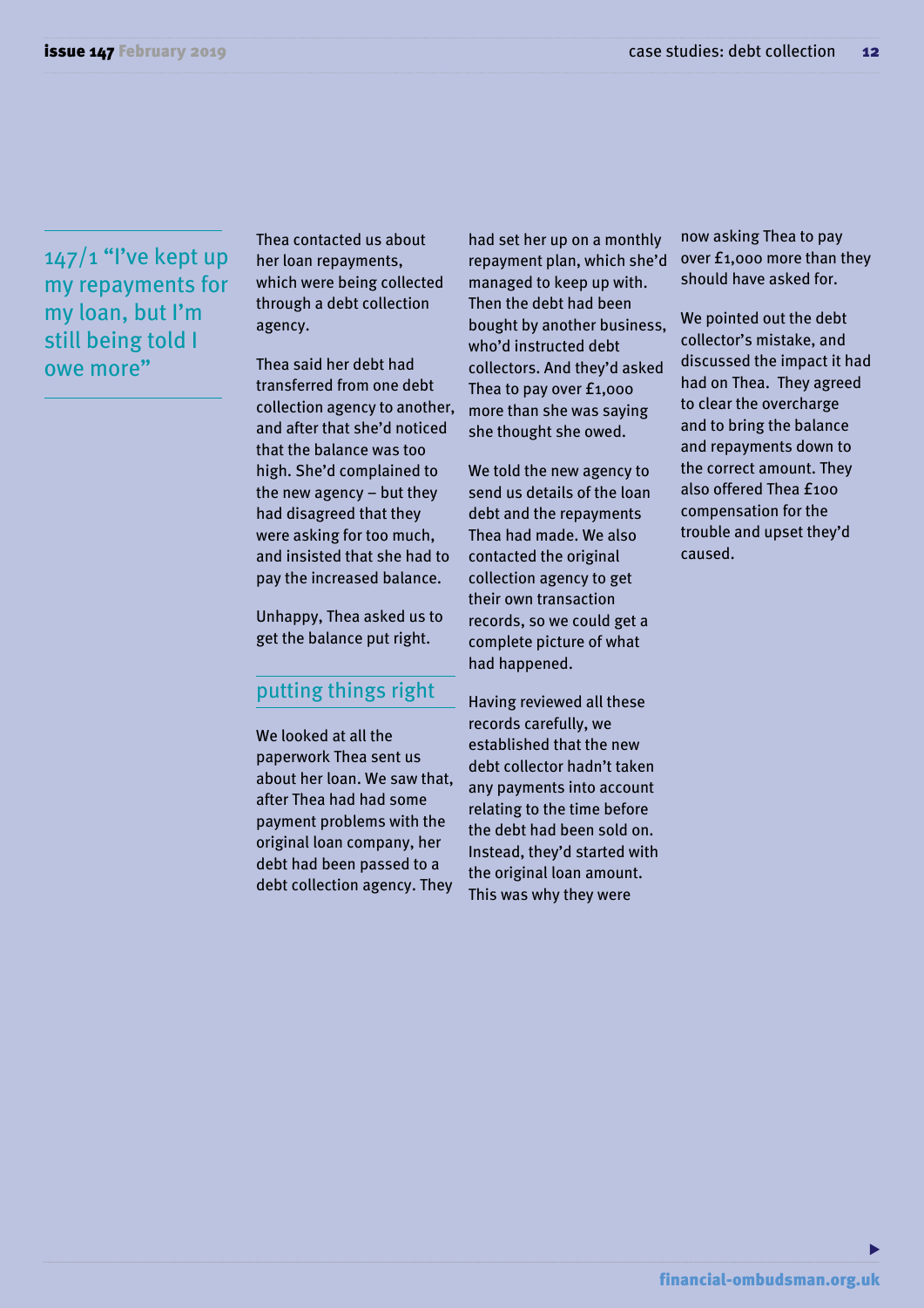## 147/1 "I've kept up my repayments for my loan, but I'm still being told I owe more"

Thea contacted us about her loan repayments, which were being collected through a debt collection agency.

Thea said her debt had transferred from one debt collection agency to another, and after that she'd noticed that the balance was too high. She'd complained to the new agency – but they had disagreed that they were asking for too much, and insisted that she had to pay the increased balance.

Unhappy, Thea asked us to get the balance put right.

### putting things right

We looked at all the paperwork Thea sent us about her loan. We saw that, after Thea had had some payment problems with the original loan company, her debt had been passed to a debt collection agency. They had set her up on a monthly repayment plan, which she'd managed to keep up with. Then the debt had been bought by another business, who'd instructed debt collectors. And they'd asked Thea to pay over £1,000 more than she was saying she thought she owed.

We told the new agency to send us details of the loan debt and the repayments Thea had made. We also contacted the original collection agency to get their own transaction records, so we could get a complete picture of what had happened.

Having reviewed all these records carefully, we established that the new debt collector hadn't taken any payments into account relating to the time before the debt had been sold on. Instead, they'd started with the original loan amount. This was why they were now asking Thea to pay over £1,000 more than they should have asked for.

We pointed out the debt collector's mistake, and discussed the impact it had had on Thea. They agreed to clear the overcharge and to bring the balance and repayments down to the correct amount. They also offered Thea £100 compensation for the trouble and upset they'd caused.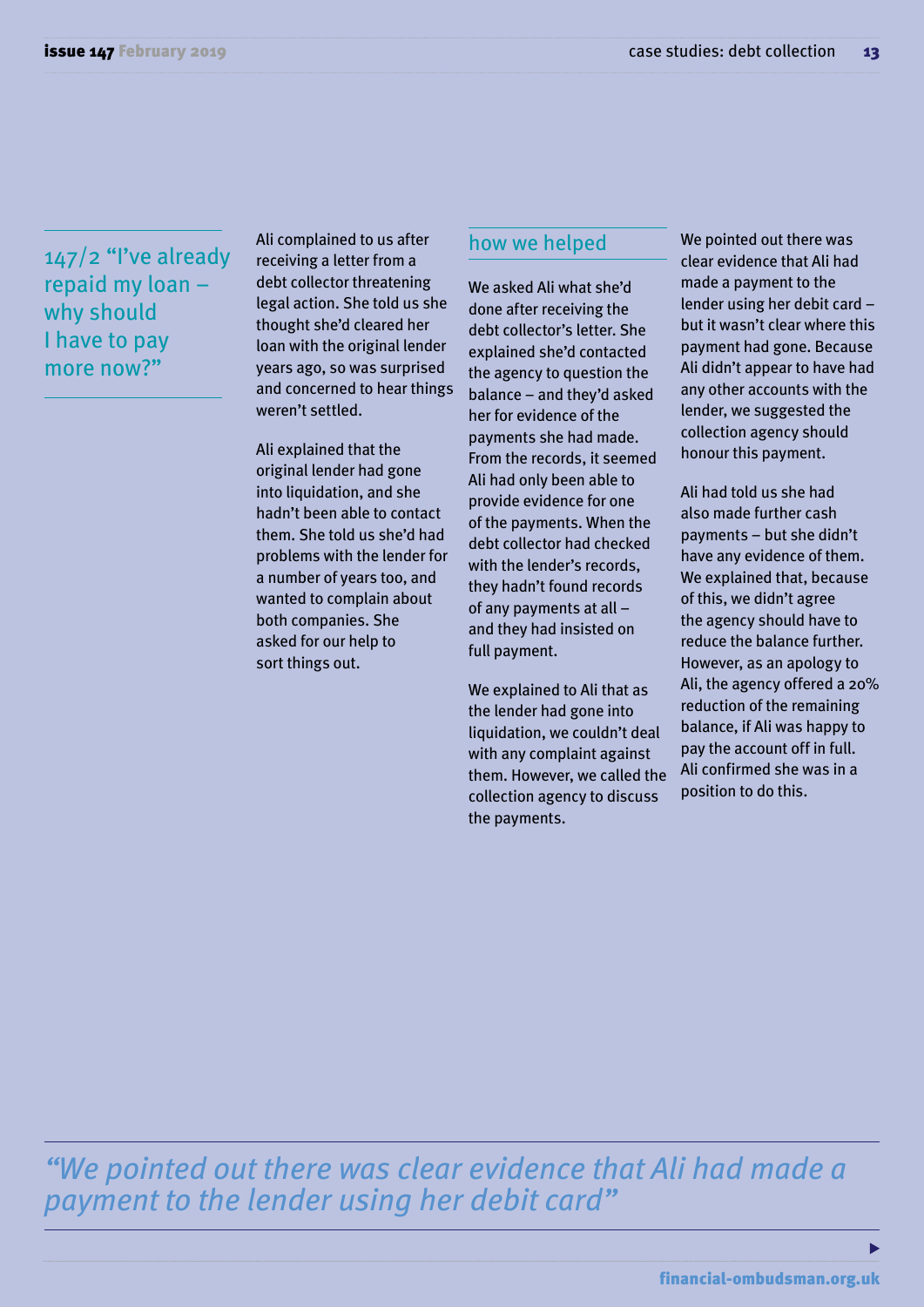## 147/2 "I've already repaid my loan – why should I have to pay more now?"

Ali complained to us after receiving a letter from a debt collector threatening legal action. She told us she thought she'd cleared her loan with the original lender years ago, so was surprised and concerned to hear things weren't settled.

Ali explained that the original lender had gone into liquidation, and she hadn't been able to contact them. She told us she'd had problems with the lender for a number of years too, and wanted to complain about both companies. She asked for our help to sort things out.

### how we helped

We asked Ali what she'd done after receiving the debt collector's letter. She explained she'd contacted the agency to question the balance – and they'd asked her for evidence of the payments she had made. From the records, it seemed Ali had only been able to provide evidence for one of the payments. When the debt collector had checked with the lender's records, they hadn't found records of any payments at all – and they had insisted on full payment.

We explained to Ali that as the lender had gone into liquidation, we couldn't deal with any complaint against them. However, we called the collection agency to discuss the payments.

We pointed out there was clear evidence that Ali had made a payment to the lender using her debit card – but it wasn't clear where this payment had gone. Because Ali didn't appear to have had any other accounts with the lender, we suggested the collection agency should honour this payment.

Ali had told us she had also made further cash payments – but she didn't have any evidence of them. We explained that, because of this, we didn't agree the agency should have to reduce the balance further. However, as an apology to Ali, the agency offered a 20% reduction of the remaining balance, if Ali was happy to pay the account off in full. Ali confirmed she was in a position to do this.

*"We pointed out there was clear evidence that Ali had made a payment to the lender using her debit card"*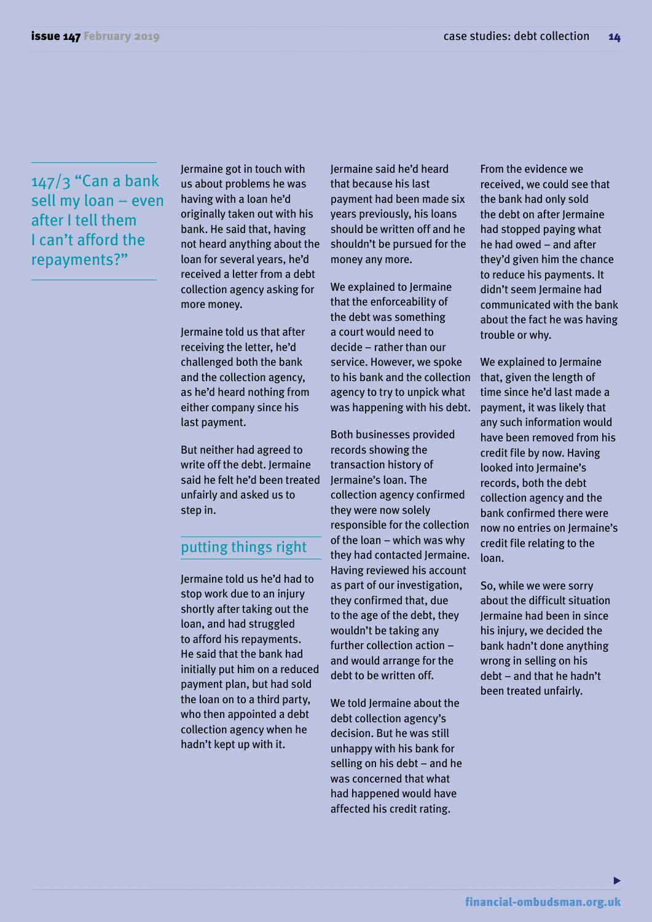## 147/3 "Can a bank sell my loan – even after I tell them I can't afford the repayments?"

Jermaine got in touch with us about problems he was having with a loan he'd originally taken out with his bank. He said that, having not heard anything about the loan for several years, he'd received a letter from a debt collection agency asking for more money.

Jermaine told us that after receiving the letter, he'd challenged both the bank and the collection agency, as he'd heard nothing from either company since his last payment.

But neither had agreed to write off the debt. Jermaine said he felt he'd been treated unfairly and asked us to step in.

### putting things right

Jermaine told us he'd had to stop work due to an injury shortly after taking out the loan, and had struggled to afford his repayments. He said that the bank had initially put him on a reduced payment plan, but had sold the loan on to a third party, who then appointed a debt collection agency when he hadn't kept up with it.

Jermaine said he'd heard that because his last payment had been made six years previously, his loans should be written off and he shouldn't be pursued for the money any more.

We explained to Jermaine that the enforceability of the debt was something a court would need to decide – rather than our service. However, we spoke to his bank and the collection agency to try to unpick what was happening with his debt.

Both businesses provided records showing the transaction history of Jermaine's loan. The collection agency confirmed they were now solely responsible for the collection of the loan – which was why they had contacted Jermaine. Having reviewed his account as part of our investigation, they confirmed that, due to the age of the debt, they wouldn't be taking any further collection action – and would arrange for the debt to be written off.

We told Jermaine about the debt collection agency's decision. But he was still unhappy with his bank for selling on his debt – and he was concerned that what had happened would have affected his credit rating.

From the evidence we received, we could see that the bank had only sold the debt on after Jermaine had stopped paying what he had owed – and after they'd given him the chance to reduce his payments. It didn't seem Jermaine had communicated with the bank about the fact he was having trouble or why.

We explained to Jermaine that, given the length of time since he'd last made a payment, it was likely that any such information would have been removed from his credit file by now. Having looked into Jermaine's records, both the debt collection agency and the bank confirmed there were now no entries on Jermaine's credit file relating to the loan.

So, while we were sorry about the difficult situation Jermaine had been in since his injury, we decided the bank hadn't done anything wrong in selling on his debt – and that he hadn't been treated unfairly.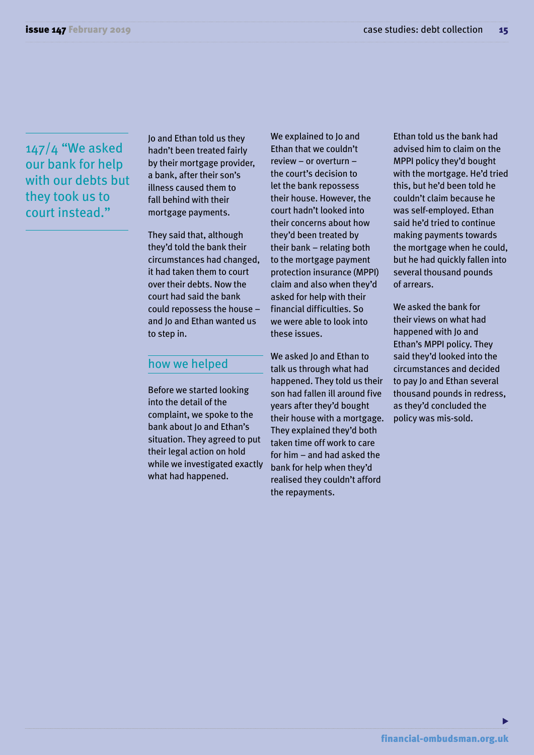## 147/4 "We asked our bank for help with our debts but they took us to court instead."

Jo and Ethan told us they hadn't been treated fairly by their mortgage provider, a bank, after their son's illness caused them to fall behind with their mortgage payments.

They said that, although they'd told the bank their circumstances had changed, it had taken them to court over their debts. Now the court had said the bank could repossess the house – and Jo and Ethan wanted us to step in.

### how we helped

Before we started looking into the detail of the complaint, we spoke to the bank about Jo and Ethan's situation. They agreed to put their legal action on hold while we investigated exactly what had happened.

We explained to Jo and Ethan that we couldn't review – or overturn – the court's decision to let the bank repossess their house. However, the court hadn't looked into their concerns about how they'd been treated by their bank – relating both to the mortgage payment protection insurance (MPPI) claim and also when they'd asked for help with their financial difficulties. So we were able to look into these issues.

We asked Jo and Ethan to talk us through what had happened. They told us their son had fallen ill around five years after they'd bought their house with a mortgage. They explained they'd both taken time off work to care for him – and had asked the bank for help when they'd realised they couldn't afford the repayments.

Ethan told us the bank had advised him to claim on the MPPI policy they'd bought with the mortgage. He'd tried this, but he'd been told he couldn't claim because he was self-employed. Ethan said he'd tried to continue making payments towards the mortgage when he could, but he had quickly fallen into several thousand pounds of arrears.

We asked the bank for their views on what had happened with Jo and Ethan's MPPI policy. They said they'd looked into the circumstances and decided to pay Jo and Ethan several thousand pounds in redress, as they'd concluded the policy was mis-sold.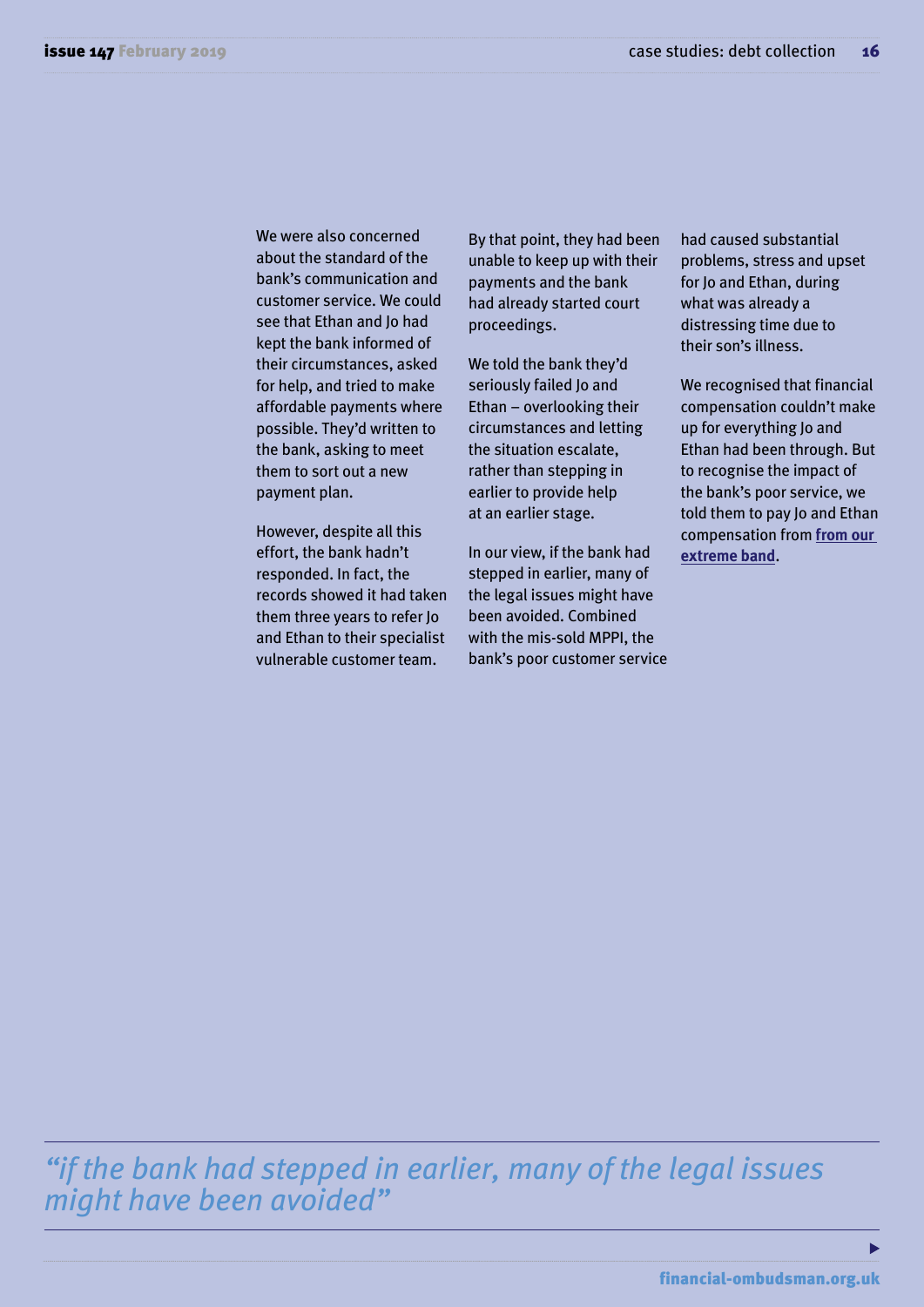We were also concerned about the standard of the bank's communication and customer service. We could see that Ethan and Jo had kept the bank informed of their circumstances, asked for help, and tried to make affordable payments where possible. They'd written to the bank, asking to meet them to sort out a new payment plan.

However, despite all this effort, the bank hadn't responded. In fact, the records showed it had taken them three years to refer Jo and Ethan to their specialist vulnerable customer team.

By that point, they had been unable to keep up with their payments and the bank had already started court proceedings.

We told the bank they'd seriously failed Jo and Ethan – overlooking their circumstances and letting the situation escalate, rather than stepping in earlier to provide help at an earlier stage.

In our view, if the bank had stepped in earlier, many of the legal issues might have been avoided. Combined with the mis-sold MPPI, the bank's poor customer service had caused substantial problems, stress and upset for Jo and Ethan, during what was already a distressing time due to their son's illness.

We recognised that financial compensation couldn't make up for everything Jo and Ethan had been through. But to recognise the impact of the bank's poor service, we told them to pay Jo and Ethan compensation from **from our extreme band**.

*"if the bank had stepped in earlier, many of the legal issues might have been avoided"*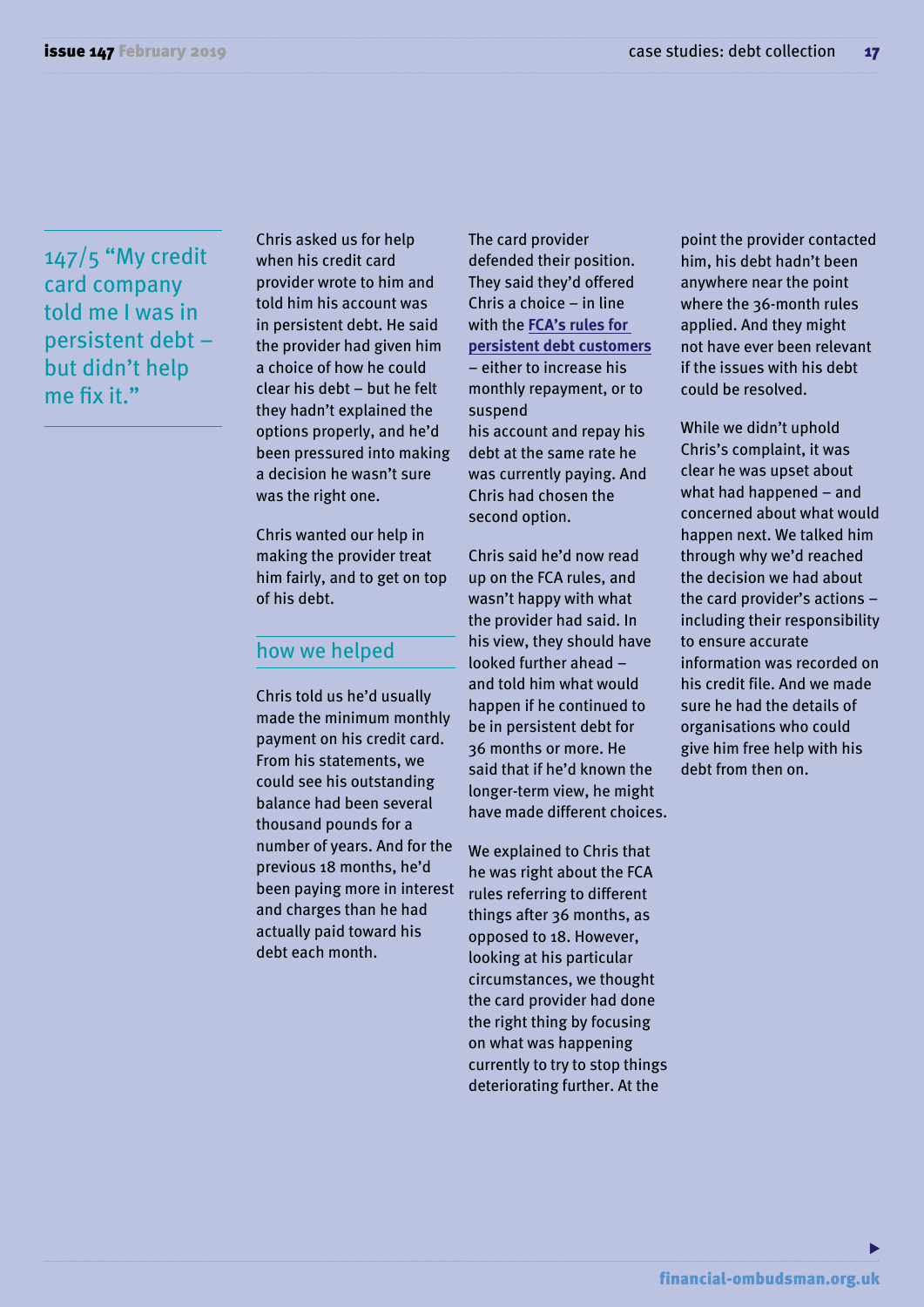## 147/5 "My credit card company told me I was in persistent debt – but didn't help me fix it."

Chris asked us for help when his credit card provider wrote to him and told him his account was in persistent debt. He said the provider had given him a choice of how he could clear his debt – but he felt they hadn't explained the options properly, and he'd been pressured into making a decision he wasn't sure was the right one.

Chris wanted our help in making the provider treat him fairly, and to get on top of his debt.

### how we helped

Chris told us he'd usually made the minimum monthly payment on his credit card. From his statements, we could see his outstanding balance had been several thousand pounds for a number of years. And for the previous 18 months, he'd been paying more in interest and charges than he had actually paid toward his debt each month.

The card provider defended their position. They said they'd offered Chris a choice – in line with the **FCA's rules for persistent debt customers** – either to increase his monthly repayment, or to suspend his account and repay his debt at the same rate he was currently paying. And Chris had chosen the second option.

Chris said he'd now read up on the FCA rules, and wasn't happy with what the provider had said. In his view, they should have looked further ahead – and told him what would happen if he continued to be in persistent debt for 36 months or more. He said that if he'd known the longer-term view, he might have made different choices.

We explained to Chris that he was right about the FCA rules referring to different things after 36 months, as opposed to 18. However, looking at his particular circumstances, we thought the card provider had done the right thing by focusing on what was happening currently to try to stop things deteriorating further. At the point the provider contacted him, his debt hadn't been anywhere near the point where the 36-month rules applied. And they might not have ever been relevant if the issues with his debt could be resolved.

While we didn't uphold Chris's complaint, it was clear he was upset about what had happened – and concerned about what would happen next. We talked him through why we'd reached the decision we had about the card provider's actions – including their responsibility to ensure accurate information was recorded on his credit file. And we made sure he had the details of organisations who could give him free help with his debt from then on.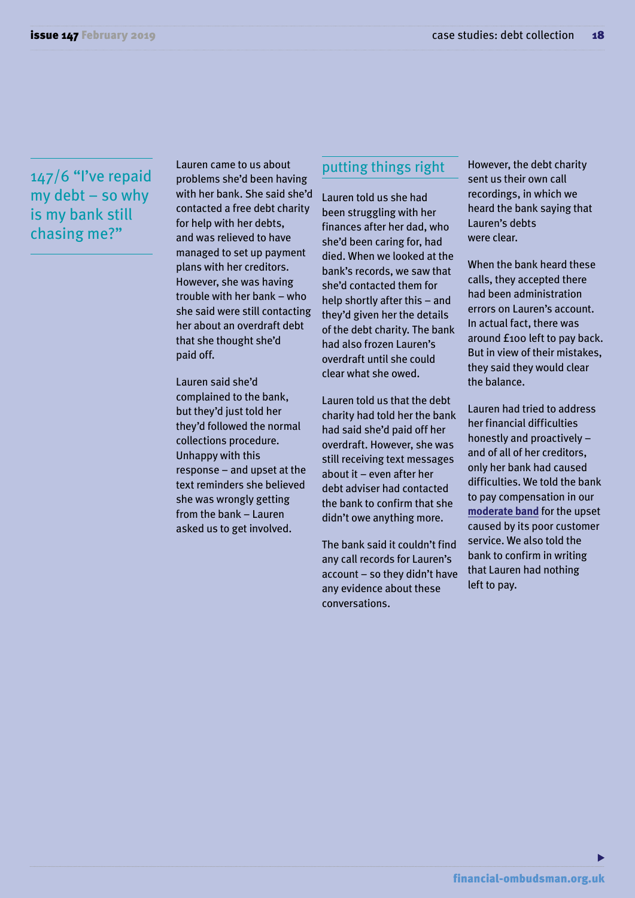## 147/6 "I've repaid my debt – so why is my bank still chasing me?"

Lauren came to us about problems she'd been having with her bank. She said she'd contacted a free debt charity for help with her debts, and was relieved to have managed to set up payment plans with her creditors. However, she was having trouble with her bank – who she said were still contacting her about an overdraft debt that she thought she'd paid off.

Lauren said she'd complained to the bank, but they'd just told her they'd followed the normal collections procedure. Unhappy with this response – and upset at the text reminders she believed she was wrongly getting from the bank – Lauren asked us to get involved.

### putting things right

Lauren told us she had been struggling with her finances after her dad, who she'd been caring for, had died. When we looked at the bank's records, we saw that she'd contacted them for help shortly after this – and they'd given her the details of the debt charity. The bank had also frozen Lauren's overdraft until she could clear what she owed.

Lauren told us that the debt charity had told her the bank had said she'd paid off her overdraft. However, she was still receiving text messages about it – even after her debt adviser had contacted the bank to confirm that she didn't owe anything more.

The bank said it couldn't find any call records for Lauren's account – so they didn't have any evidence about these conversations.

However, the debt charity sent us their own call recordings, in which we heard the bank saying that Lauren's debts were clear.

When the bank heard these calls, they accepted there had been administration errors on Lauren's account. In actual fact, there was around £100 left to pay back. But in view of their mistakes, they said they would clear the balance.

Lauren had tried to address her financial difficulties honestly and proactively – and of all of her creditors, only her bank had caused difficulties. We told the bank to pay compensation in our **moderate band** for the upset caused by its poor customer service. We also told the bank to confirm in writing that Lauren had nothing left to pay.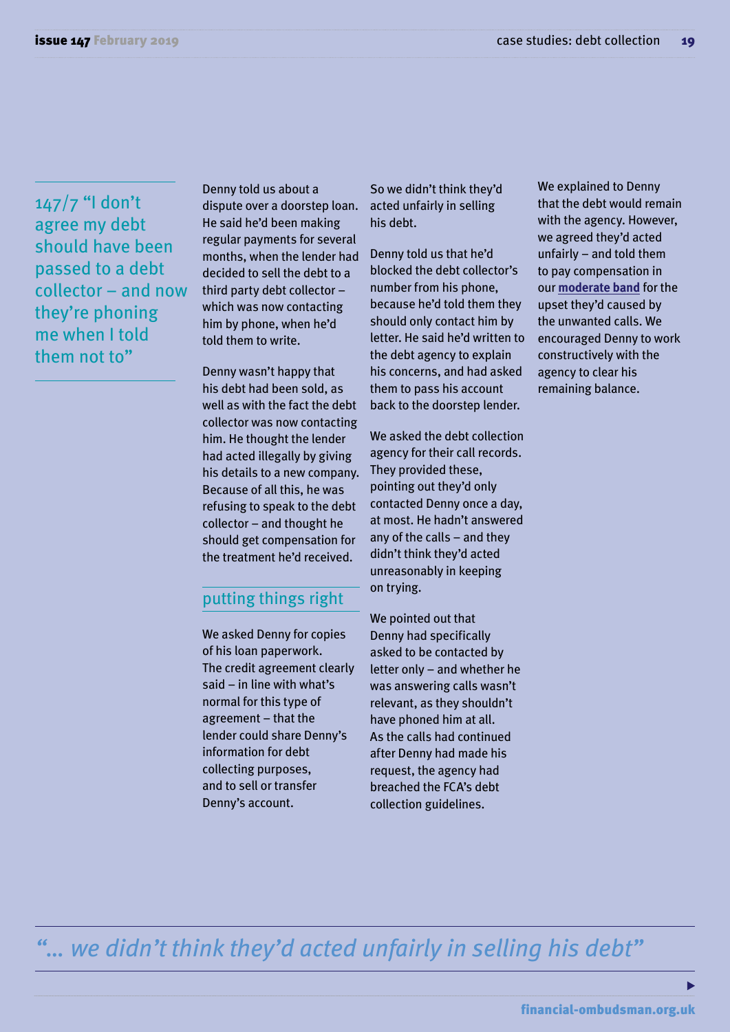## 147/7 "I don't agree my debt should have been passed to a debt collector – and now they're phoning me when I told them not to"

Denny told us about a dispute over a doorstep loan. He said he'd been making regular payments for several months, when the lender had decided to sell the debt to a third party debt collector – which was now contacting him by phone, when he'd told them to write.

Denny wasn't happy that his debt had been sold, as well as with the fact the debt collector was now contacting him. He thought the lender had acted illegally by giving his details to a new company. Because of all this, he was refusing to speak to the debt collector – and thought he should get compensation for the treatment he'd received.

### putting things right

We asked Denny for copies of his loan paperwork. The credit agreement clearly said – in line with what's normal for this type of agreement – that the lender could share Denny's information for debt collecting purposes, and to sell or transfer Denny's account.

So we didn't think they'd acted unfairly in selling his debt.

Denny told us that he'd blocked the debt collector's number from his phone, because he'd told them they should only contact him by letter. He said he'd written to the debt agency to explain his concerns, and had asked them to pass his account back to the doorstep lender.

We asked the debt collection agency for their call records. They provided these, pointing out they'd only contacted Denny once a day, at most. He hadn't answered any of the calls – and they didn't think they'd acted unreasonably in keeping on trying.

We pointed out that Denny had specifically asked to be contacted by letter only – and whether he was answering calls wasn't relevant, as they shouldn't have phoned him at all. As the calls had continued after Denny had made his request, the agency had breached the FCA's debt collection guidelines.

We explained to Denny that the debt would remain with the agency. However, we agreed they'd acted unfairly – and told them to pay compensation in our **moderate band** for the upset they'd caused by the unwanted calls. We encouraged Denny to work constructively with the agency to clear his remaining balance.

*"... we didn't think they'd acted unfairly in selling his debt"*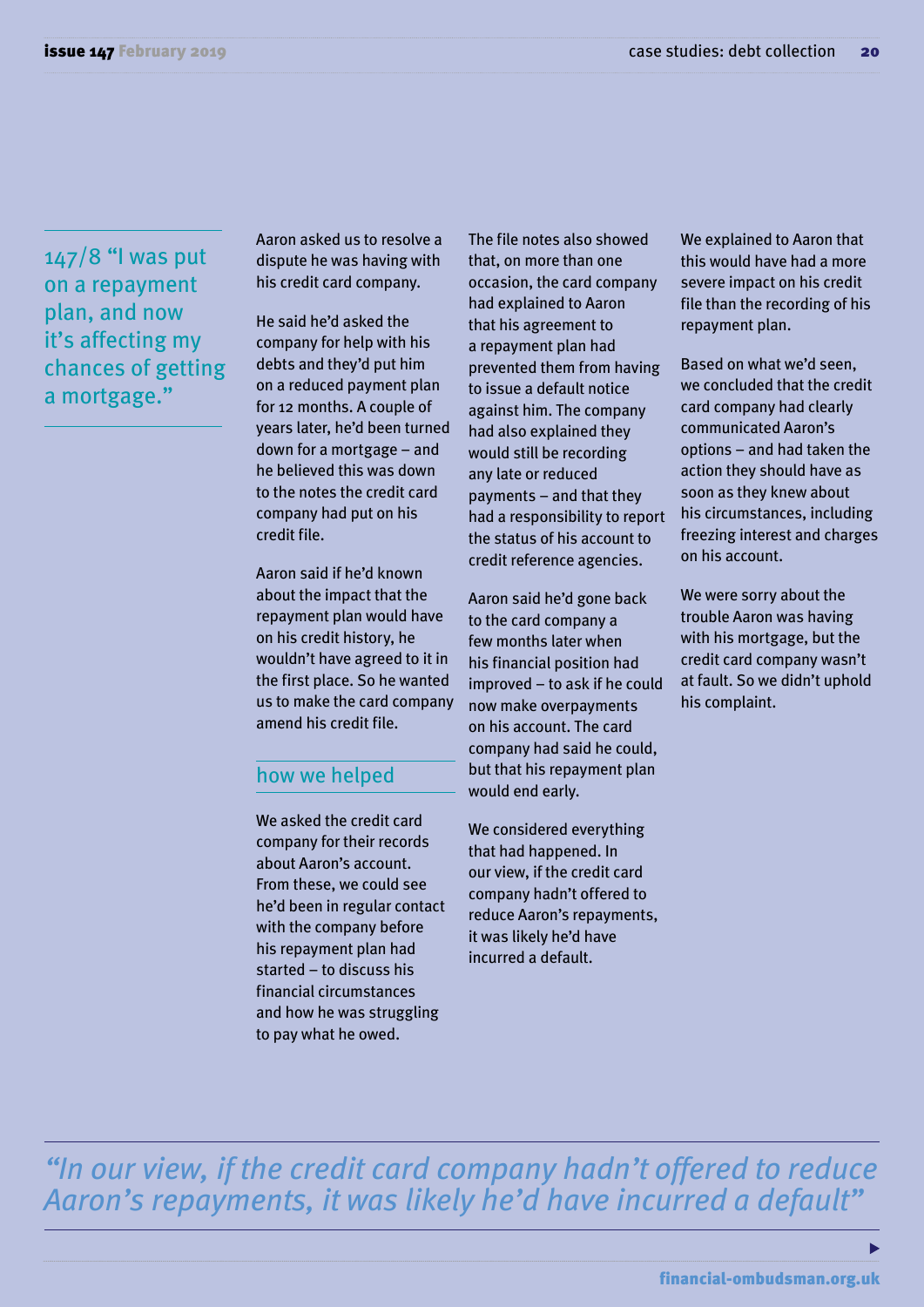## 147/8 "I was put on a repayment plan, and now it's affecting my chances of getting a mortgage."

Aaron asked us to resolve a dispute he was having with his credit card company.

He said he'd asked the company for help with his debts and they'd put him on a reduced payment plan for 12 months. A couple of years later, he'd been turned down for a mortgage – and he believed this was down to the notes the credit card company had put on his credit file.

Aaron said if he'd known about the impact that the repayment plan would have on his credit history, he wouldn't have agreed to it in the first place. So he wanted us to make the card company amend his credit file.

### how we helped

We asked the credit card company for their records about Aaron's account. From these, we could see he'd been in regular contact with the company before his repayment plan had started – to discuss his financial circumstances and how he was struggling to pay what he owed.

The file notes also showed that, on more than one occasion, the card company had explained to Aaron that his agreement to a repayment plan had prevented them from having to issue a default notice against him. The company had also explained they would still be recording any late or reduced payments – and that they had a responsibility to report the status of his account to credit reference agencies.

Aaron said he'd gone back to the card company a few months later when his financial position had improved – to ask if he could now make overpayments on his account. The card company had said he could, but that his repayment plan would end early.

We considered everything that had happened. In our view, if the credit card company hadn't offered to reduce Aaron's repayments, it was likely he'd have incurred a default.

We explained to Aaron that this would have had a more severe impact on his credit file than the recording of his repayment plan.

Based on what we'd seen, we concluded that the credit card company had clearly communicated Aaron's options – and had taken the action they should have as soon as they knew about his circumstances, including freezing interest and charges on his account.

We were sorry about the trouble Aaron was having with his mortgage, but the credit card company wasn't at fault. So we didn't uphold his complaint.

*"In our view, if the credit card company hadn't offered to reduce Aaron's repayments, it was likely he'd have incurred a default"*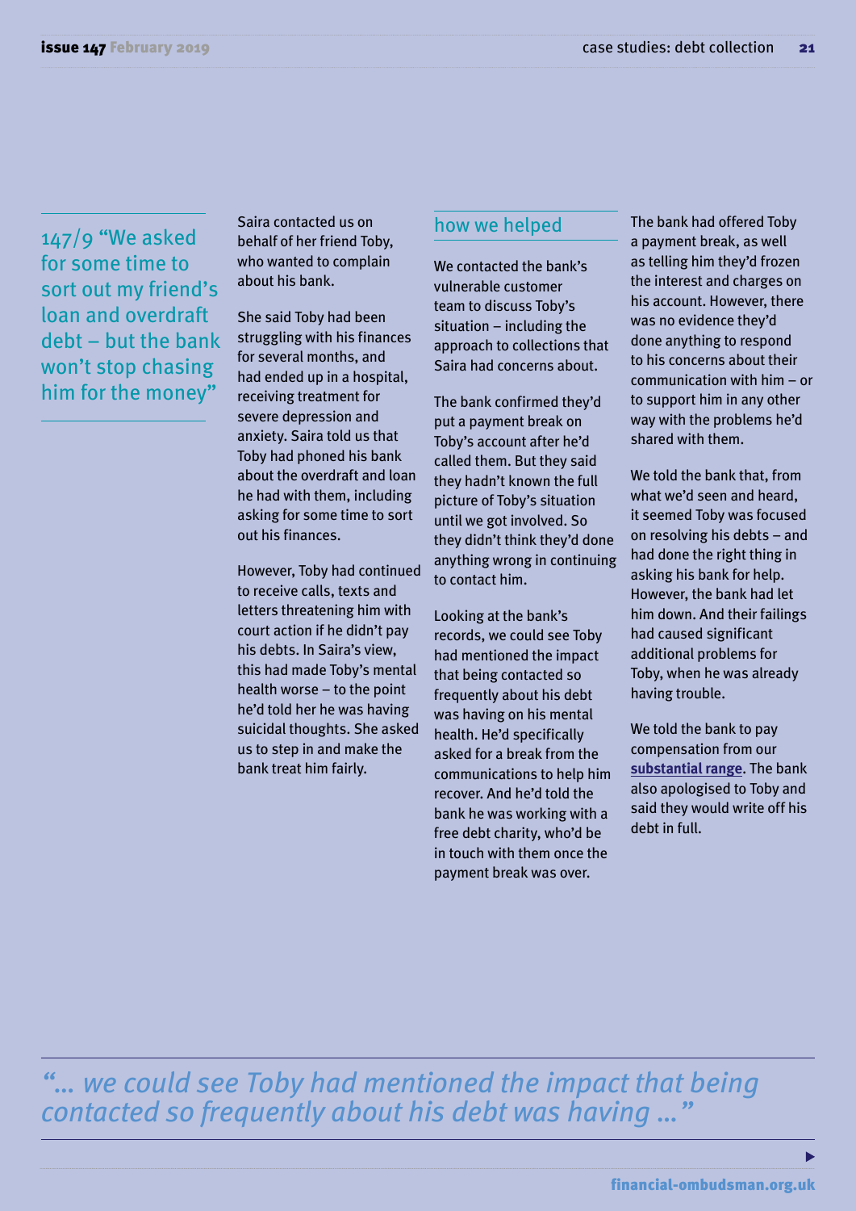## 147/9 "We asked for some time to sort out my friend's loan and overdraft debt – but the bank won't stop chasing him for the money"

Saira contacted us on behalf of her friend Toby, who wanted to complain about his bank.

She said Toby had been struggling with his finances for several months, and had ended up in a hospital, receiving treatment for severe depression and anxiety. Saira told us that Toby had phoned his bank about the overdraft and loan he had with them, including asking for some time to sort out his finances.

However, Toby had continued to receive calls, texts and letters threatening him with court action if he didn't pay his debts. In Saira's view, this had made Toby's mental health worse – to the point he'd told her he was having suicidal thoughts. She asked us to step in and make the bank treat him fairly.

### how we helped

We contacted the bank's vulnerable customer team to discuss Toby's situation – including the approach to collections that Saira had concerns about.

The bank confirmed they'd put a payment break on Toby's account after he'd called them. But they said they hadn't known the full picture of Toby's situation until we got involved. So they didn't think they'd done anything wrong in continuing to contact him.

Looking at the bank's records, we could see Toby had mentioned the impact that being contacted so frequently about his debt was having on his mental health. He'd specifically asked for a break from the communications to help him recover. And he'd told the bank he was working with a free debt charity, who'd be in touch with them once the payment break was over.

The bank had offered Toby a payment break, as well as telling him they'd frozen the interest and charges on his account. However, there was no evidence they'd done anything to respond to his concerns about their communication with him – or to support him in any other way with the problems he'd shared with them.

We told the bank that, from what we'd seen and heard, it seemed Toby was focused on resolving his debts – and had done the right thing in asking his bank for help. However, the bank had let him down. And their failings had caused significant additional problems for Toby, when he was already having trouble.

We told the bank to pay compensation from our **substantial range**. The bank also apologised to Toby and said they would write off his debt in full.

*"... we could see Toby had mentioned the impact that being contacted so frequently about his debt was having ..."*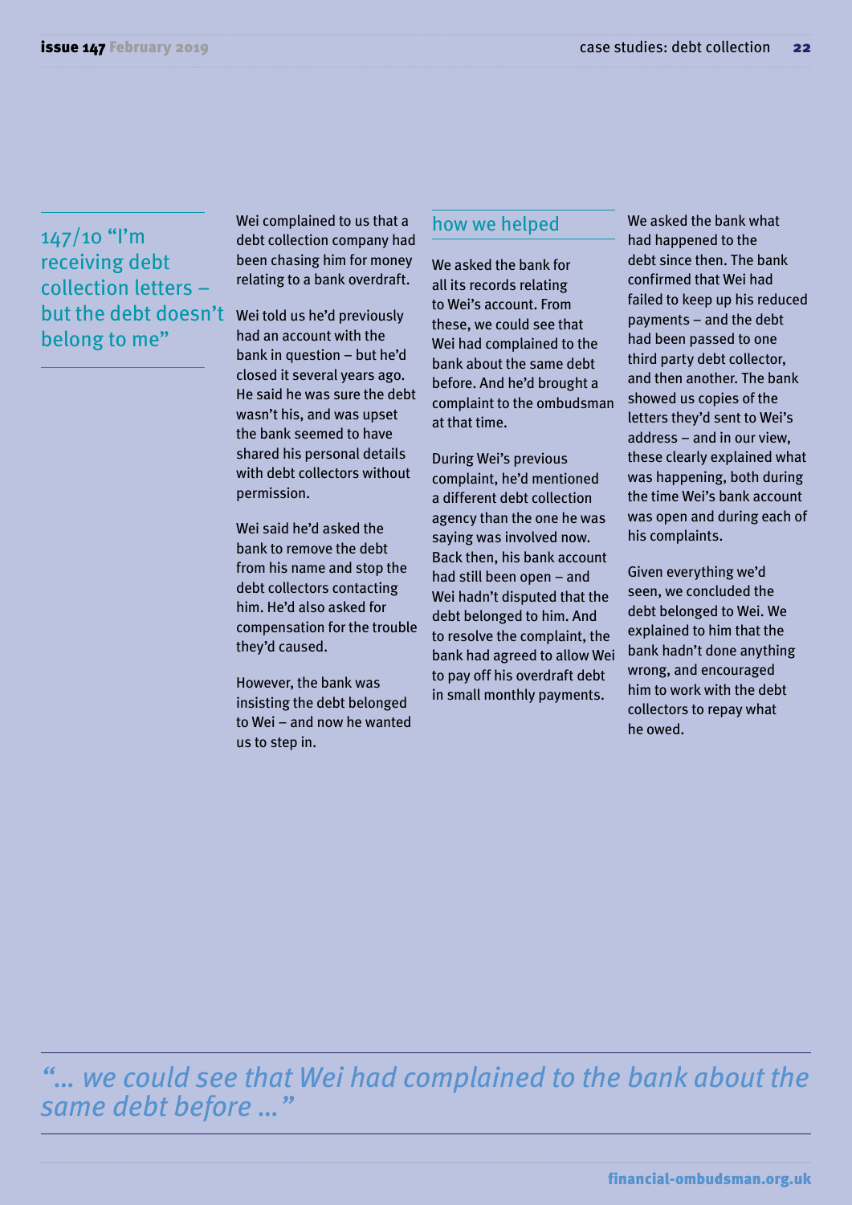## 147/10 "I'm receiving debt collection letters – but the debt doesn't belong to me"

Wei complained to us that a debt collection company had been chasing him for money relating to a bank overdraft.

Wei told us he'd previously had an account with the bank in question – but he'd closed it several years ago. He said he was sure the debt wasn't his, and was upset the bank seemed to have shared his personal details with debt collectors without permission.

Wei said he'd asked the bank to remove the debt from his name and stop the debt collectors contacting him. He'd also asked for compensation for the trouble they'd caused.

However, the bank was insisting the debt belonged to Wei – and now he wanted us to step in.

### how we helped

We asked the bank for all its records relating to Wei's account. From these, we could see that Wei had complained to the bank about the same debt before. And he'd brought a complaint to the ombudsman at that time.

During Wei's previous complaint, he'd mentioned a different debt collection agency than the one he was saying was involved now. Back then, his bank account had still been open – and Wei hadn't disputed that the debt belonged to him. And to resolve the complaint, the bank had agreed to allow Wei to pay off his overdraft debt in small monthly payments.

We asked the bank what had happened to the debt since then. The bank confirmed that Wei had failed to keep up his reduced payments – and the debt had been passed to one third party debt collector, and then another. The bank showed us copies of the letters they'd sent to Wei's address – and in our view, these clearly explained what was happening, both during the time Wei's bank account was open and during each of his complaints.

Given everything we'd seen, we concluded the debt belonged to Wei. We explained to him that the bank hadn't done anything wrong, and encouraged him to work with the debt collectors to repay what he owed.

*"... we could see that Wei had complained to the bank about the same debt before ..."*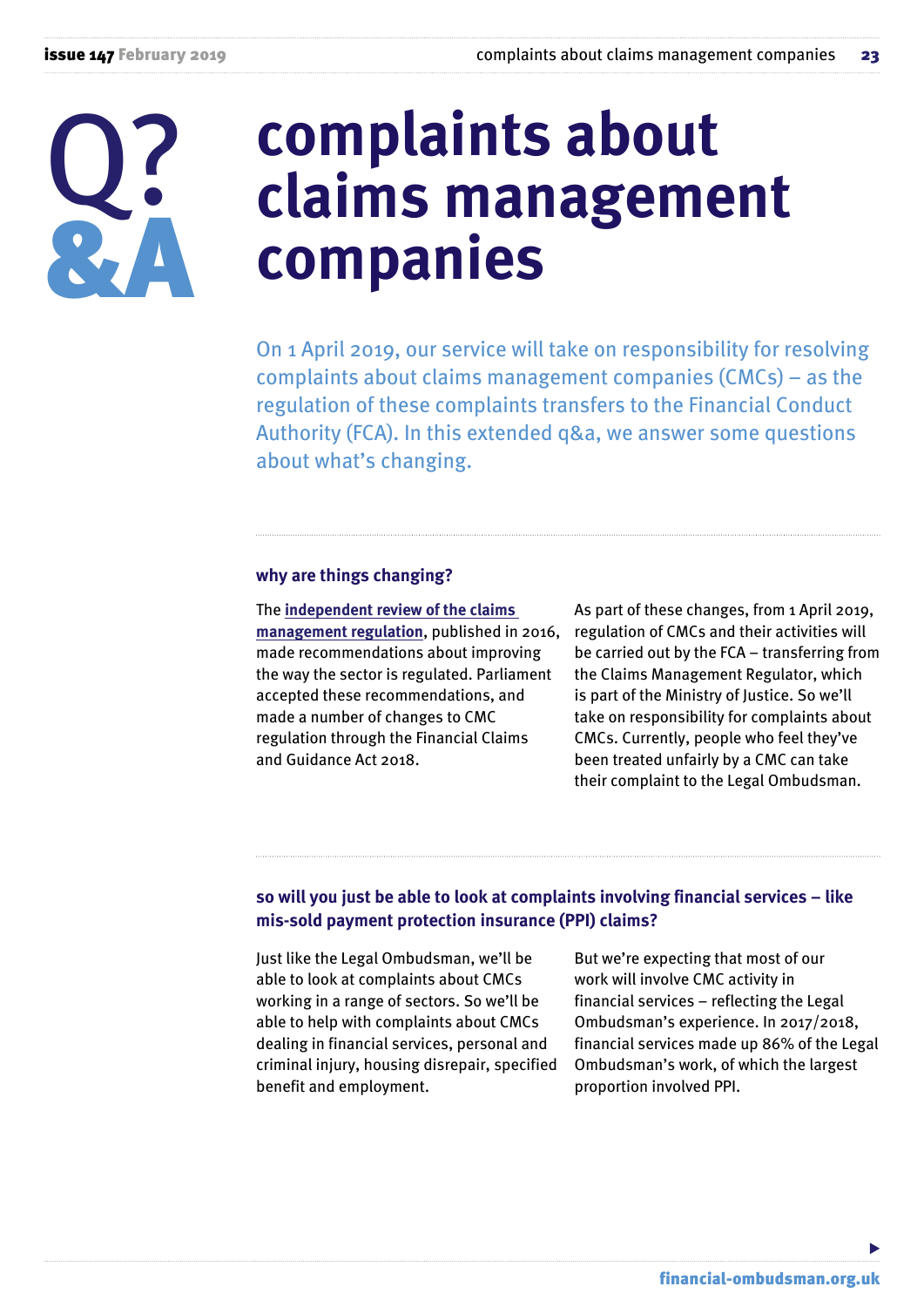# complaints about claims management companies

On 1 April 2019, our service will take on responsibility for resolving complaints about claims management companies (CMCs) – as the regulation of these complaints transfers to the Financial Conduct Authority (FCA). In this extended q&a, we answer some questions about what's changing.

### why are things changing?

The **independent review of the claims management regulation**, published in 2016, made recommendations about improving the way the sector is regulated. Parliament accepted these recommendations, and made a number of changes to CMC regulation through the Financial Claims and Guidance Act 2018.

As part of these changes, from 1 April 2019, regulation of CMCs and their activities will be carried out by the FCA – transferring from the Claims Management Regulator, which is part of the Ministry of Justice. So we'll take on responsibility for complaints about CMCs. Currently, people who feel they've been treated unfairly by a CMC can take their complaint to the Legal Ombudsman.

### so will you just be able to look at complaints involving financial services – like mis-sold payment protection insurance (PPI) claims?

Just like the Legal Ombudsman, we'll be able to look at complaints about CMCs working in a range of sectors. So we'll be able to help with complaints about CMCs dealing in financial services, personal and criminal injury, housing disrepair, specified benefit and employment.

But we're expecting that most of our work will involve CMC activity in financial services – reflecting the Legal Ombudsman's experience. In 2017/2018, financial services made up 86% of the Legal Ombudsman's work, of which the largest proportion involved PPI.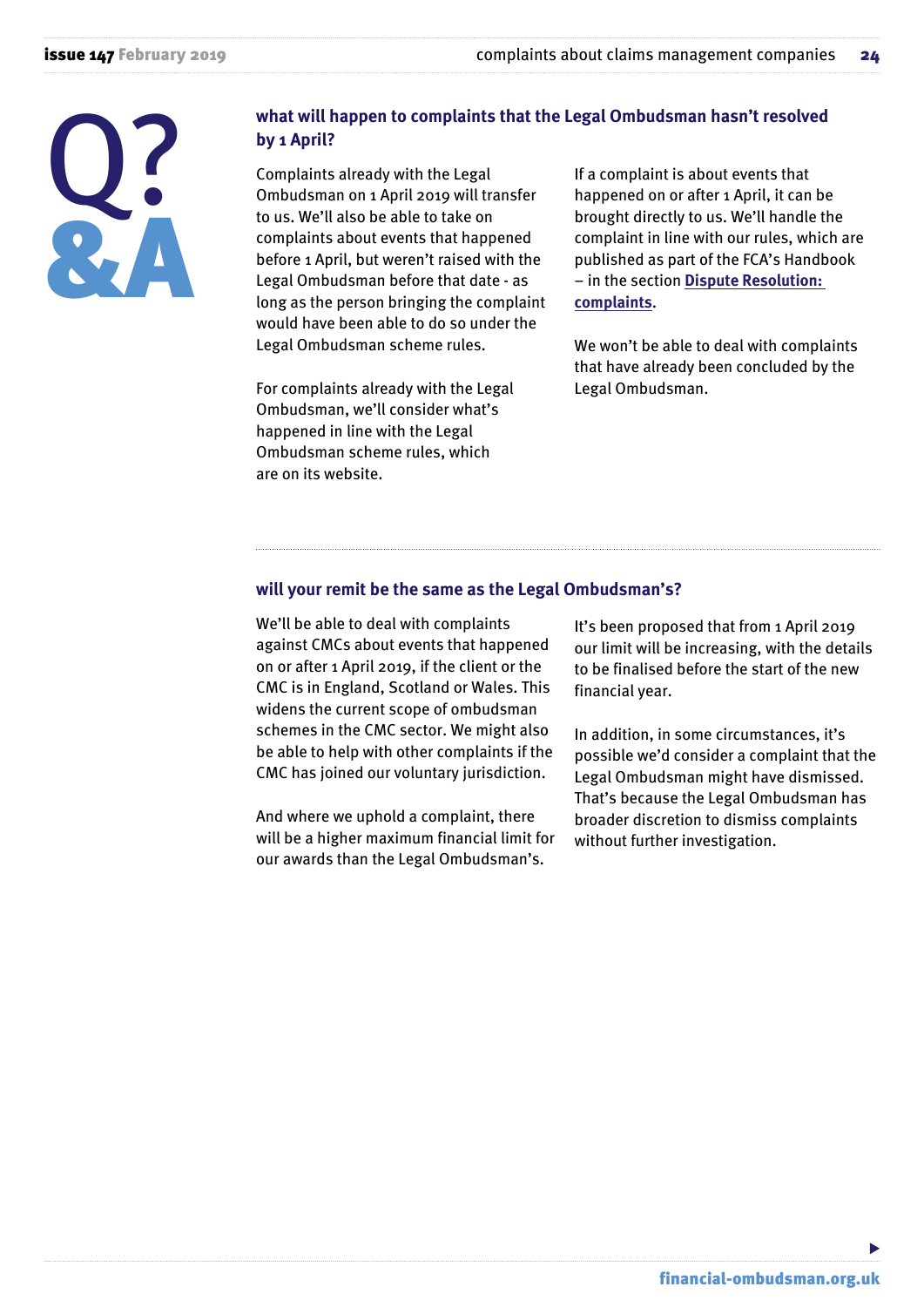Q?
&A

### what will happen to complaints that the Legal Ombudsman hasn't resolved by 1 April?

Complaints already with the Legal Ombudsman on 1 April 2019 will transfer to us. We'll also be able to take on complaints about events that happened before 1 April, but weren't raised with the Legal Ombudsman before that date - as long as the person bringing the complaint would have been able to do so under the Legal Ombudsman scheme rules.

For complaints already with the Legal Ombudsman, we'll consider what's happened in line with the Legal Ombudsman scheme rules, which are on its website.

If a complaint is about events that happened on or after 1 April, it can be brought directly to us. We'll handle the complaint in line with our rules, which are published as part of the FCA's Handbook – in the section **Dispute Resolution: complaints**.

We won't be able to deal with complaints that have already been concluded by the Legal Ombudsman.

### will your remit be the same as the Legal Ombudsman's?

We'll be able to deal with complaints against CMCs about events that happened on or after 1 April 2019, if the client or the CMC is in England, Scotland or Wales. This widens the current scope of ombudsman schemes in the CMC sector. We might also be able to help with other complaints if the CMC has joined our voluntary jurisdiction.

And where we uphold a complaint, there will be a higher maximum financial limit for our awards than the Legal Ombudsman's.

It's been proposed that from 1 April 2019 our limit will be increasing, with the details to be finalised before the start of the new financial year.

In addition, in some circumstances, it's possible we'd consider a complaint that the Legal Ombudsman might have dismissed. That's because the Legal Ombudsman has broader discretion to dismiss complaints without further investigation.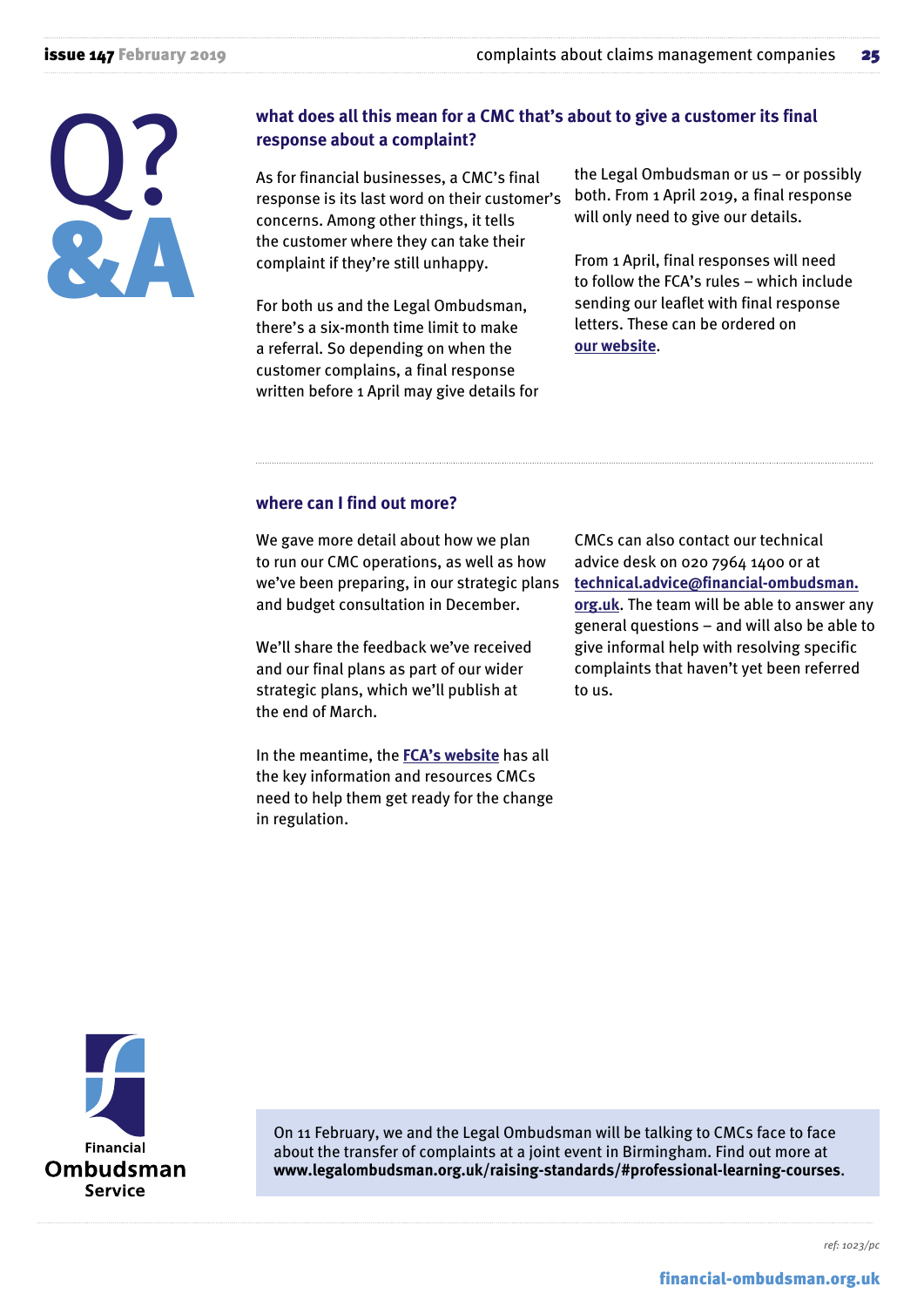Q? &A

## what does all this mean for a CMC that's about to give a customer its final response about a complaint?

As for financial businesses, a CMC's final response is its last word on their customer's concerns. Among other things, it tells the customer where they can take their complaint if they're still unhappy.

For both us and the Legal Ombudsman, there's a six-month time limit to make a referral. So depending on when the customer complains, a final response written before 1 April may give details for the Legal Ombudsman or us – or possibly both. From 1 April 2019, a final response will only need to give our details.

From 1 April, final responses will need to follow the FCA's rules – which include sending our leaflet with final response letters. These can be ordered on **our website**.

## where can I find out more?

We gave more detail about how we plan to run our CMC operations, as well as how we've been preparing, in our strategic plans and budget consultation in December.

We'll share the feedback we've received and our final plans as part of our wider strategic plans, which we'll publish at the end of March.

In the meantime, the **FCA's website** has all the key information and resources CMCs need to help them get ready for the change in regulation.

CMCs can also contact our technical advice desk on 020 7964 1400 or at **technical.advice@financial-ombudsman.org.uk**. The team will be able to answer any general questions – and will also be able to give informal help with resolving specific complaints that haven't yet been referred to us.

On 11 February, we and the Legal Ombudsman will be talking to CMCs face to face about the transfer of complaints at a joint event in Birmingham. Find out more at **www.legalombudsman.org.uk/raising-standards/#professional-learning-courses**.

Financial Ombudsman Service

*ref: 1023/pc*

**financial-ombudsman.org.uk**